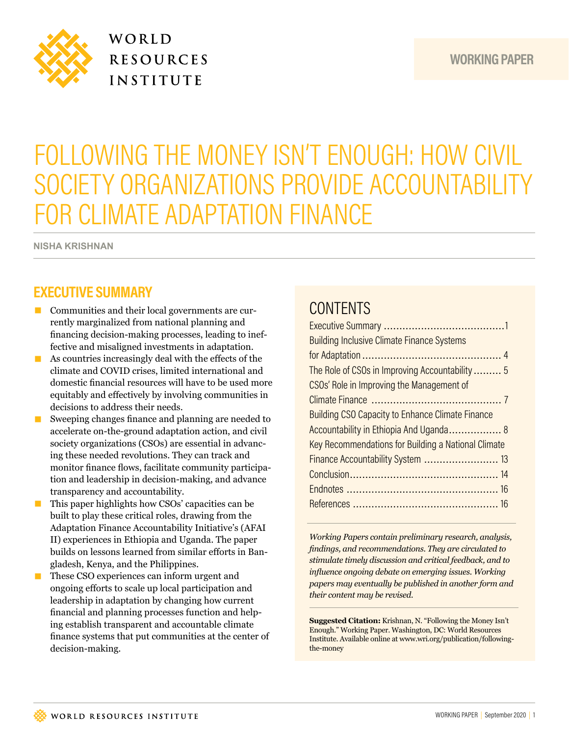WORKING PAPER

# FOLLOWING THE MONEY ISN'T ENOUGH: HOW CIVIL SOCIETY ORGANIZATIONS PROVIDE ACCOUNTABILITY FOR CLIMATE ADAPTATION FINANCE

**NISHA KRISHNAN**

## EXECUTIVE SUMMARY

- Communities and their local governments are currently marginalized from national planning and financing decision-making processes, leading to ineffective and misaligned investments in adaptation.
- As countries increasingly deal with the effects of the climate and COVID crises, limited international and domestic financial resources will have to be used more equitably and effectively by involving communities in decisions to address their needs.
- Sweeping changes finance and planning are needed to accelerate on-the-ground adaptation action, and civil society organizations (CSOs) are essential in advancing these needed revolutions. They can track and monitor finance flows, facilitate community participation and leadership in decision-making, and advance transparency and accountability.
- This paper highlights how CSOs' capacities can be built to play these critical roles, drawing from the Adaptation Finance Accountability Initiative's (AFAI II) experiences in Ethiopia and Uganda. The paper builds on lessons learned from similar efforts in Bangladesh, Kenya, and the Philippines.
- These CSO experiences can inform urgent and ongoing efforts to scale up local participation and leadership in adaptation by changing how current financial and planning processes function and helping establish transparent and accountable climate finance systems that put communities at the center of decision-making.

## CONTENTS

Executive Summary ....................................... 1
Building Inclusive Climate Finance Systems for Adaptation ............................................ 4
The Role of CSOs in Improving Accountability ......... 5
CSOs' Role in Improving the Management of Climate Finance ......................................... 7
Building CSO Capacity to Enhance Climate Finance Accountability in Ethiopia And Uganda................. 8
Key Recommendations for Building a National Climate Finance Accountability System ........................ 13
Conclusion................................................ 14
Endnotes ................................................. 16
References ............................................... 16

*Working Papers contain preliminary research, analysis, findings, and recommendations. They are circulated to stimulate timely discussion and critical feedback, and to influence ongoing debate on emerging issues. Working papers may eventually be published in another form and their content may be revised.*

**Suggested Citation:** Krishnan, N. "Following the Money Isn't Enough." Working Paper. Washington, DC: World Resources Institute. Available online at www.wri.org/publication/following-the-money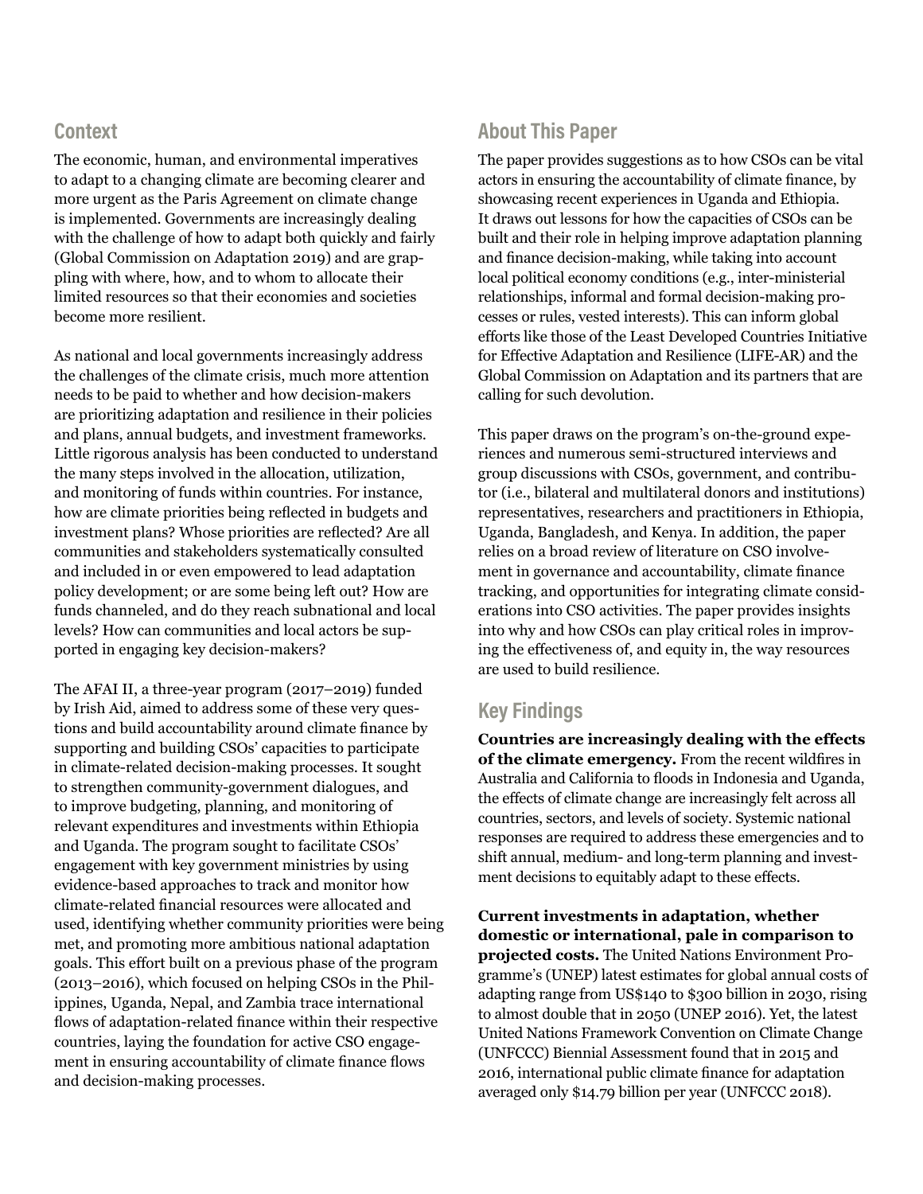## Context

The economic, human, and environmental imperatives to adapt to a changing climate are becoming clearer and more urgent as the Paris Agreement on climate change is implemented. Governments are increasingly dealing with the challenge of how to adapt both quickly and fairly (Global Commission on Adaptation 2019) and are grappling with where, how, and to whom to allocate their limited resources so that their economies and societies become more resilient.

As national and local governments increasingly address the challenges of the climate crisis, much more attention needs to be paid to whether and how decision-makers are prioritizing adaptation and resilience in their policies and plans, annual budgets, and investment frameworks. Little rigorous analysis has been conducted to understand the many steps involved in the allocation, utilization, and monitoring of funds within countries. For instance, how are climate priorities being reflected in budgets and investment plans? Whose priorities are reflected? Are all communities and stakeholders systematically consulted and included in or even empowered to lead adaptation policy development; or are some being left out? How are funds channeled, and do they reach subnational and local levels? How can communities and local actors be supported in engaging key decision-makers?

The AFAI II, a three-year program (2017–2019) funded by Irish Aid, aimed to address some of these very questions and build accountability around climate finance by supporting and building CSOs' capacities to participate in climate-related decision-making processes. It sought to strengthen community-government dialogues, and to improve budgeting, planning, and monitoring of relevant expenditures and investments within Ethiopia and Uganda. The program sought to facilitate CSOs' engagement with key government ministries by using evidence-based approaches to track and monitor how climate-related financial resources were allocated and used, identifying whether community priorities were being met, and promoting more ambitious national adaptation goals. This effort built on a previous phase of the program (2013–2016), which focused on helping CSOs in the Philippines, Uganda, Nepal, and Zambia trace international flows of adaptation-related finance within their respective countries, laying the foundation for active CSO engagement in ensuring accountability of climate finance flows and decision-making processes.

## About This Paper

The paper provides suggestions as to how CSOs can be vital actors in ensuring the accountability of climate finance, by showcasing recent experiences in Uganda and Ethiopia. It draws out lessons for how the capacities of CSOs can be built and their role in helping improve adaptation planning and finance decision-making, while taking into account local political economy conditions (e.g., inter-ministerial relationships, informal and formal decision-making processes or rules, vested interests). This can inform global efforts like those of the Least Developed Countries Initiative for Effective Adaptation and Resilience (LIFE-AR) and the Global Commission on Adaptation and its partners that are calling for such devolution.

This paper draws on the program's on-the-ground experiences and numerous semi-structured interviews and group discussions with CSOs, government, and contributor (i.e., bilateral and multilateral donors and institutions) representatives, researchers and practitioners in Ethiopia, Uganda, Bangladesh, and Kenya. In addition, the paper relies on a broad review of literature on CSO involvement in governance and accountability, climate finance tracking, and opportunities for integrating climate considerations into CSO activities. The paper provides insights into why and how CSOs can play critical roles in improving the effectiveness of, and equity in, the way resources are used to build resilience.

## Key Findings

**Countries are increasingly dealing with the effects of the climate emergency.** From the recent wildfires in Australia and California to floods in Indonesia and Uganda, the effects of climate change are increasingly felt across all countries, sectors, and levels of society. Systemic national responses are required to address these emergencies and to shift annual, medium- and long-term planning and investment decisions to equitably adapt to these effects.

**Current investments in adaptation, whether domestic or international, pale in comparison to projected costs.** The United Nations Environment Programme's (UNEP) latest estimates for global annual costs of adapting range from US$140 to $300 billion in 2030, rising to almost double that in 2050 (UNEP 2016). Yet, the latest United Nations Framework Convention on Climate Change (UNFCCC) Biennial Assessment found that in 2015 and 2016, international public climate finance for adaptation averaged only $14.79 billion per year (UNFCCC 2018).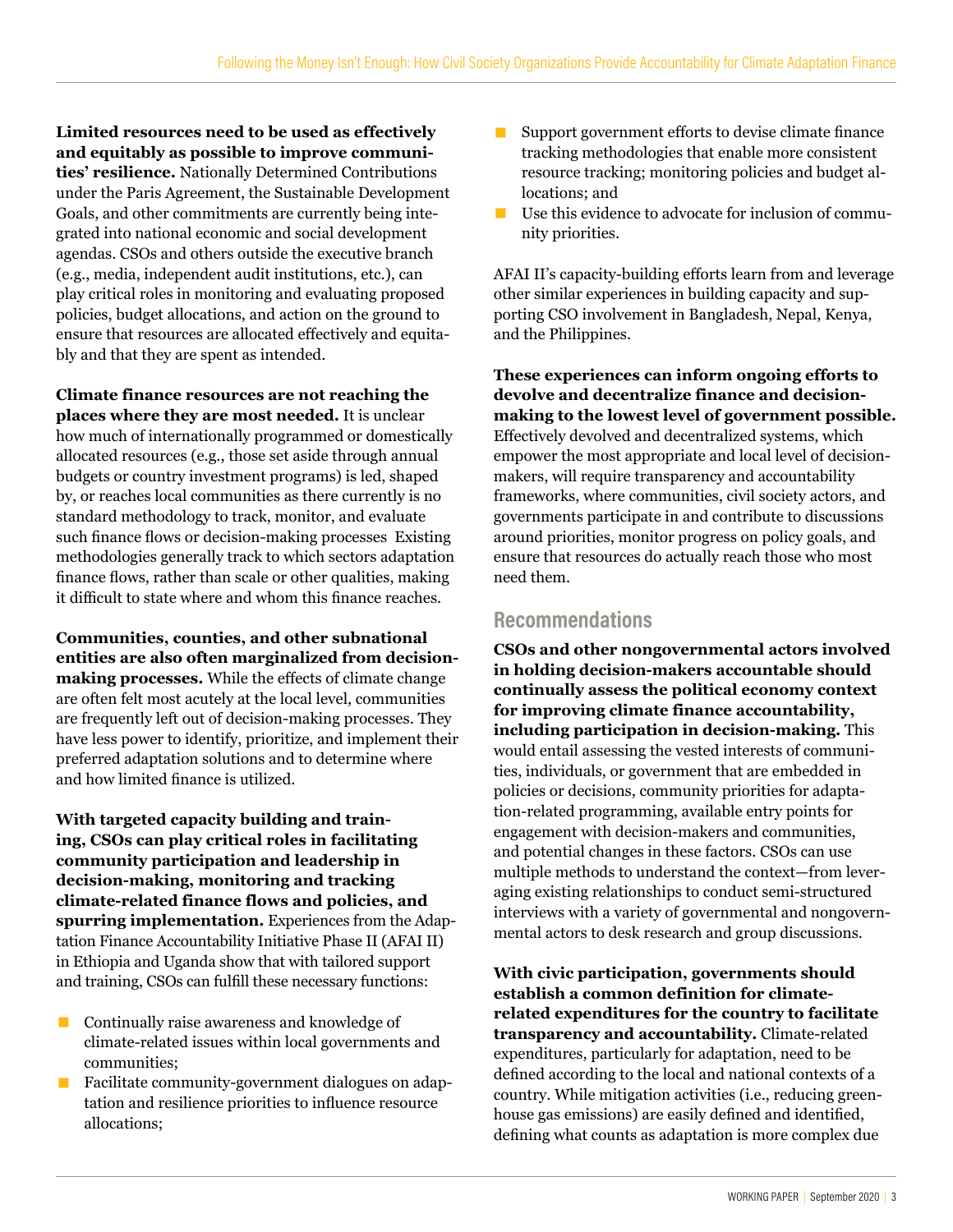**Limited resources need to be used as effectively and equitably as possible to improve communities' resilience.** Nationally Determined Contributions under the Paris Agreement, the Sustainable Development Goals, and other commitments are currently being integrated into national economic and social development agendas. CSOs and others outside the executive branch (e.g., media, independent audit institutions, etc.), can play critical roles in monitoring and evaluating proposed policies, budget allocations, and action on the ground to ensure that resources are allocated effectively and equitably and that they are spent as intended.

**Climate finance resources are not reaching the places where they are most needed.** It is unclear how much of internationally programmed or domestically allocated resources (e.g., those set aside through annual budgets or country investment programs) is led, shaped by, or reaches local communities as there currently is no standard methodology to track, monitor, and evaluate such finance flows or decision-making processes Existing methodologies generally track to which sectors adaptation finance flows, rather than scale or other qualities, making it difficult to state where and whom this finance reaches.

**Communities, counties, and other subnational entities are also often marginalized from decision-making processes.** While the effects of climate change are often felt most acutely at the local level, communities are frequently left out of decision-making processes. They have less power to identify, prioritize, and implement their preferred adaptation solutions and to determine where and how limited finance is utilized.

**With targeted capacity building and training, CSOs can play critical roles in facilitating community participation and leadership in decision-making, monitoring and tracking climate-related finance flows and policies, and spurring implementation.** Experiences from the Adaptation Finance Accountability Initiative Phase II (AFAI II) in Ethiopia and Uganda show that with tailored support and training, CSOs can fulfill these necessary functions:

- Continually raise awareness and knowledge of climate-related issues within local governments and communities;
- Facilitate community-government dialogues on adaptation and resilience priorities to influence resource allocations;
- Support government efforts to devise climate finance tracking methodologies that enable more consistent resource tracking; monitoring policies and budget allocations; and
- Use this evidence to advocate for inclusion of community priorities.

AFAI II's capacity-building efforts learn from and leverage other similar experiences in building capacity and supporting CSO involvement in Bangladesh, Nepal, Kenya, and the Philippines.

**These experiences can inform ongoing efforts to devolve and decentralize finance and decision-making to the lowest level of government possible.** Effectively devolved and decentralized systems, which empower the most appropriate and local level of decision-makers, will require transparency and accountability frameworks, where communities, civil society actors, and governments participate in and contribute to discussions around priorities, monitor progress on policy goals, and ensure that resources do actually reach those who most need them.

## Recommendations

**CSOs and other nongovernmental actors involved in holding decision-makers accountable should continually assess the political economy context for improving climate finance accountability, including participation in decision-making.** This would entail assessing the vested interests of communities, individuals, or government that are embedded in policies or decisions, community priorities for adaptation-related programming, available entry points for engagement with decision-makers and communities, and potential changes in these factors. CSOs can use multiple methods to understand the context—from leveraging existing relationships to conduct semi-structured interviews with a variety of governmental and nongovernmental actors to desk research and group discussions.

**With civic participation, governments should establish a common definition for climate-related expenditures for the country to facilitate transparency and accountability.** Climate-related expenditures, particularly for adaptation, need to be defined according to the local and national contexts of a country. While mitigation activities (i.e., reducing greenhouse gas emissions) are easily defined and identified, defining what counts as adaptation is more complex due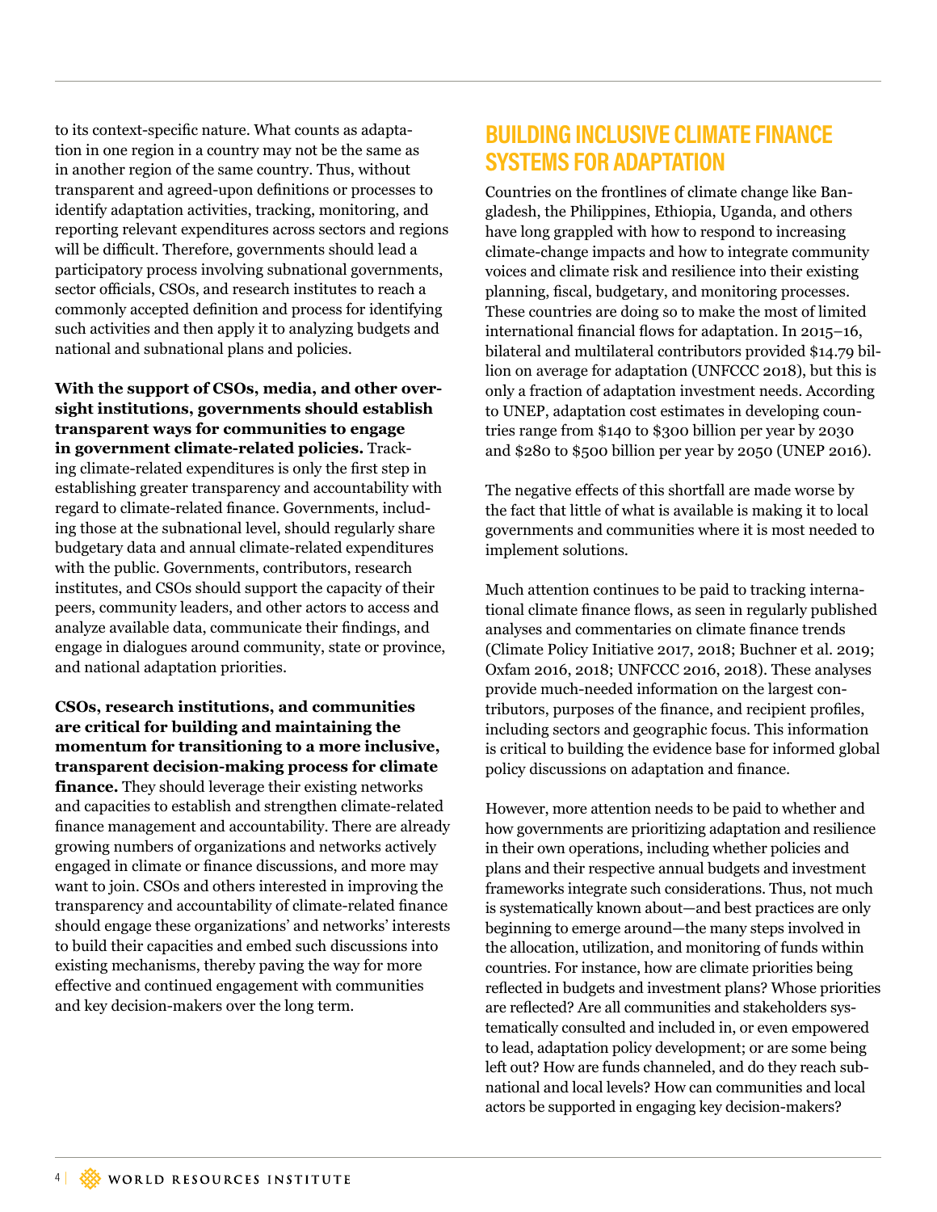to its context-specific nature. What counts as adaptation in one region in a country may not be the same as in another region of the same country. Thus, without transparent and agreed-upon definitions or processes to identify adaptation activities, tracking, monitoring, and reporting relevant expenditures across sectors and regions will be difficult. Therefore, governments should lead a participatory process involving subnational governments, sector officials, CSOs, and research institutes to reach a commonly accepted definition and process for identifying such activities and then apply it to analyzing budgets and national and subnational plans and policies.

**With the support of CSOs, media, and other oversight institutions, governments should establish transparent ways for communities to engage in government climate-related policies.** Tracking climate-related expenditures is only the first step in establishing greater transparency and accountability with regard to climate-related finance. Governments, including those at the subnational level, should regularly share budgetary data and annual climate-related expenditures with the public. Governments, contributors, research institutes, and CSOs should support the capacity of their peers, community leaders, and other actors to access and analyze available data, communicate their findings, and engage in dialogues around community, state or province, and national adaptation priorities.

**CSOs, research institutions, and communities are critical for building and maintaining the momentum for transitioning to a more inclusive, transparent decision-making process for climate finance.** They should leverage their existing networks and capacities to establish and strengthen climate-related finance management and accountability. There are already growing numbers of organizations and networks actively engaged in climate or finance discussions, and more may want to join. CSOs and others interested in improving the transparency and accountability of climate-related finance should engage these organizations' and networks' interests to build their capacities and embed such discussions into existing mechanisms, thereby paving the way for more effective and continued engagement with communities and key decision-makers over the long term.

## BUILDING INCLUSIVE CLIMATE FINANCE SYSTEMS FOR ADAPTATION

Countries on the frontlines of climate change like Bangladesh, the Philippines, Ethiopia, Uganda, and others have long grappled with how to respond to increasing climate-change impacts and how to integrate community voices and climate risk and resilience into their existing planning, fiscal, budgetary, and monitoring processes. These countries are doing so to make the most of limited international financial flows for adaptation. In 2015–16, bilateral and multilateral contributors provided $14.79 billion on average for adaptation (UNFCCC 2018), but this is only a fraction of adaptation investment needs. According to UNEP, adaptation cost estimates in developing countries range from $140 to $300 billion per year by 2030 and $280 to $500 billion per year by 2050 (UNEP 2016).

The negative effects of this shortfall are made worse by the fact that little of what is available is making it to local governments and communities where it is most needed to implement solutions.

Much attention continues to be paid to tracking international climate finance flows, as seen in regularly published analyses and commentaries on climate finance trends (Climate Policy Initiative 2017, 2018; Buchner et al. 2019; Oxfam 2016, 2018; UNFCCC 2016, 2018). These analyses provide much-needed information on the largest contributors, purposes of the finance, and recipient profiles, including sectors and geographic focus. This information is critical to building the evidence base for informed global policy discussions on adaptation and finance.

However, more attention needs to be paid to whether and how governments are prioritizing adaptation and resilience in their own operations, including whether policies and plans and their respective annual budgets and investment frameworks integrate such considerations. Thus, not much is systematically known about—and best practices are only beginning to emerge around—the many steps involved in the allocation, utilization, and monitoring of funds within countries. For instance, how are climate priorities being reflected in budgets and investment plans? Whose priorities are reflected? Are all communities and stakeholders systematically consulted and included in, or even empowered to lead, adaptation policy development; or are some being left out? How are funds channeled, and do they reach subnational and local levels? How can communities and local actors be supported in engaging key decision-makers?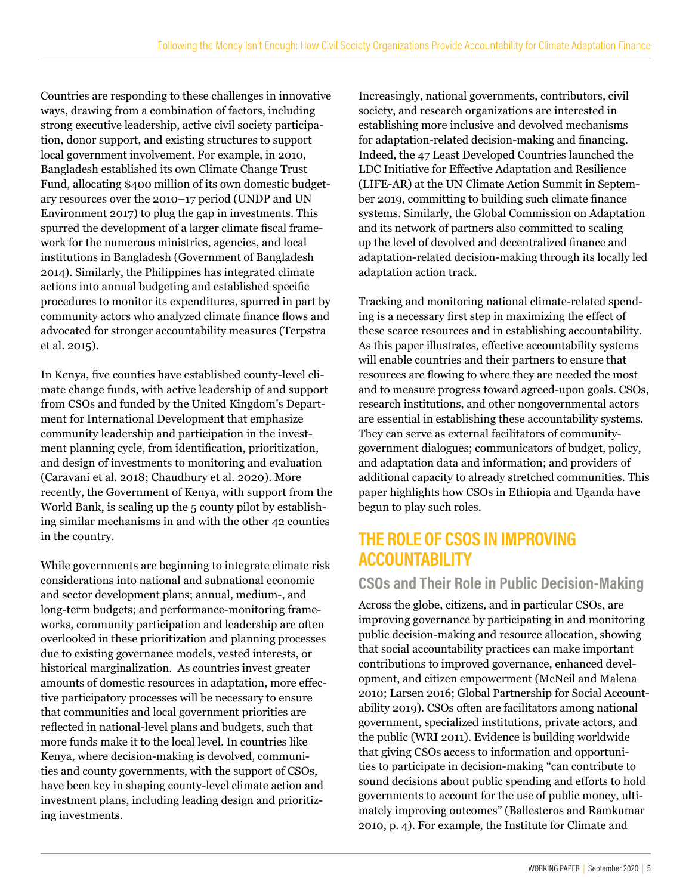Countries are responding to these challenges in innovative ways, drawing from a combination of factors, including strong executive leadership, active civil society participation, donor support, and existing structures to support local government involvement. For example, in 2010, Bangladesh established its own Climate Change Trust Fund, allocating $400 million of its own domestic budgetary resources over the 2010–17 period (UNDP and UN Environment 2017) to plug the gap in investments. This spurred the development of a larger climate fiscal framework for the numerous ministries, agencies, and local institutions in Bangladesh (Government of Bangladesh 2014). Similarly, the Philippines has integrated climate actions into annual budgeting and established specific procedures to monitor its expenditures, spurred in part by community actors who analyzed climate finance flows and advocated for stronger accountability measures (Terpstra et al. 2015).

In Kenya, five counties have established county-level climate change funds, with active leadership of and support from CSOs and funded by the United Kingdom's Department for International Development that emphasize community leadership and participation in the investment planning cycle, from identification, prioritization, and design of investments to monitoring and evaluation (Caravani et al. 2018; Chaudhury et al. 2020). More recently, the Government of Kenya, with support from the World Bank, is scaling up the 5 county pilot by establishing similar mechanisms in and with the other 42 counties in the country.

While governments are beginning to integrate climate risk considerations into national and subnational economic and sector development plans; annual, medium-, and long-term budgets; and performance-monitoring frameworks, community participation and leadership are often overlooked in these prioritization and planning processes due to existing governance models, vested interests, or historical marginalization. As countries invest greater amounts of domestic resources in adaptation, more effective participatory processes will be necessary to ensure that communities and local government priorities are reflected in national-level plans and budgets, such that more funds make it to the local level. In countries like Kenya, where decision-making is devolved, communities and county governments, with the support of CSOs, have been key in shaping county-level climate action and investment plans, including leading design and prioritizing investments.

Increasingly, national governments, contributors, civil society, and research organizations are interested in establishing more inclusive and devolved mechanisms for adaptation-related decision-making and financing. Indeed, the 47 Least Developed Countries launched the LDC Initiative for Effective Adaptation and Resilience (LIFE-AR) at the UN Climate Action Summit in September 2019, committing to building such climate finance systems. Similarly, the Global Commission on Adaptation and its network of partners also committed to scaling up the level of devolved and decentralized finance and adaptation-related decision-making through its locally led adaptation action track.

Tracking and monitoring national climate-related spending is a necessary first step in maximizing the effect of these scarce resources and in establishing accountability. As this paper illustrates, effective accountability systems will enable countries and their partners to ensure that resources are flowing to where they are needed the most and to measure progress toward agreed-upon goals. CSOs, research institutions, and other nongovernmental actors are essential in establishing these accountability systems. They can serve as external facilitators of community-government dialogues; communicators of budget, policy, and adaptation data and information; and providers of additional capacity to already stretched communities. This paper highlights how CSOs in Ethiopia and Uganda have begun to play such roles.

## THE ROLE OF CSOS IN IMPROVING ACCOUNTABILITY

### CSOs and Their Role in Public Decision-Making

Across the globe, citizens, and in particular CSOs, are improving governance by participating in and monitoring public decision-making and resource allocation, showing that social accountability practices can make important contributions to improved governance, enhanced development, and citizen empowerment (McNeil and Malena 2010; Larsen 2016; Global Partnership for Social Accountability 2019). CSOs often are facilitators among national government, specialized institutions, private actors, and the public (WRI 2011). Evidence is building worldwide that giving CSOs access to information and opportunities to participate in decision-making "can contribute to sound decisions about public spending and efforts to hold governments to account for the use of public money, ultimately improving outcomes" (Ballesteros and Ramkumar 2010, p. 4). For example, the Institute for Climate and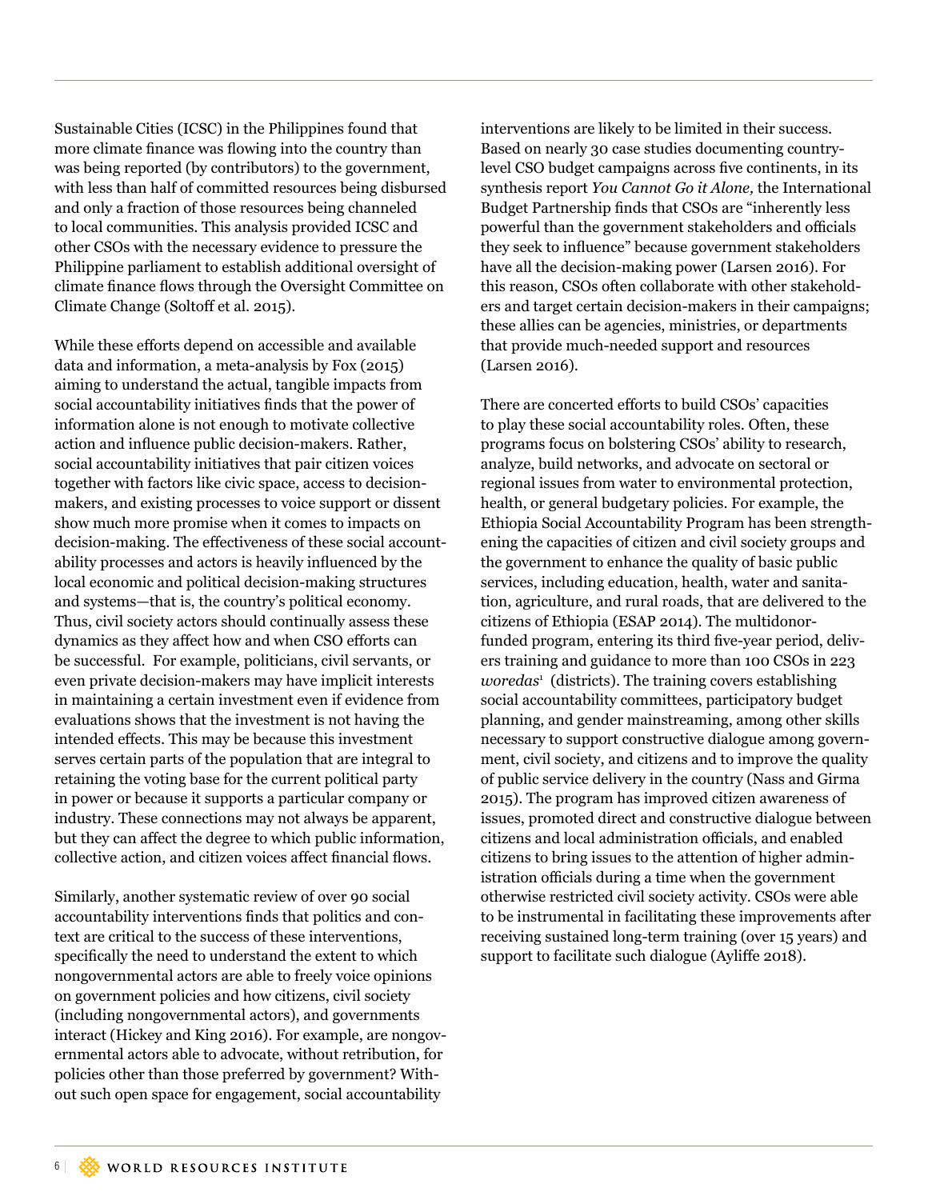Sustainable Cities (ICSC) in the Philippines found that more climate finance was flowing into the country than was being reported (by contributors) to the government, with less than half of committed resources being disbursed and only a fraction of those resources being channeled to local communities. This analysis provided ICSC and other CSOs with the necessary evidence to pressure the Philippine parliament to establish additional oversight of climate finance flows through the Oversight Committee on Climate Change (Soltoff et al. 2015).

While these efforts depend on accessible and available data and information, a meta-analysis by Fox (2015) aiming to understand the actual, tangible impacts from social accountability initiatives finds that the power of information alone is not enough to motivate collective action and influence public decision-makers. Rather, social accountability initiatives that pair citizen voices together with factors like civic space, access to decision-makers, and existing processes to voice support or dissent show much more promise when it comes to impacts on decision-making. The effectiveness of these social accountability processes and actors is heavily influenced by the local economic and political decision-making structures and systems—that is, the country's political economy. Thus, civil society actors should continually assess these dynamics as they affect how and when CSO efforts can be successful. For example, politicians, civil servants, or even private decision-makers may have implicit interests in maintaining a certain investment even if evidence from evaluations shows that the investment is not having the intended effects. This may be because this investment serves certain parts of the population that are integral to retaining the voting base for the current political party in power or because it supports a particular company or industry. These connections may not always be apparent, but they can affect the degree to which public information, collective action, and citizen voices affect financial flows.

Similarly, another systematic review of over 90 social accountability interventions finds that politics and context are critical to the success of these interventions, specifically the need to understand the extent to which nongovernmental actors are able to freely voice opinions on government policies and how citizens, civil society (including nongovernmental actors), and governments interact (Hickey and King 2016). For example, are nongovernmental actors able to advocate, without retribution, for policies other than those preferred by government? Without such open space for engagement, social accountability interventions are likely to be limited in their success. Based on nearly 30 case studies documenting country-level CSO budget campaigns across five continents, in its synthesis report *You Cannot Go it Alone,* the International Budget Partnership finds that CSOs are "inherently less powerful than the government stakeholders and officials they seek to influence" because government stakeholders have all the decision-making power (Larsen 2016). For this reason, CSOs often collaborate with other stakeholders and target certain decision-makers in their campaigns; these allies can be agencies, ministries, or departments that provide much-needed support and resources (Larsen 2016).

There are concerted efforts to build CSOs' capacities to play these social accountability roles. Often, these programs focus on bolstering CSOs' ability to research, analyze, build networks, and advocate on sectoral or regional issues from water to environmental protection, health, or general budgetary policies. For example, the Ethiopia Social Accountability Program has been strengthening the capacities of citizen and civil society groups and the government to enhance the quality of basic public services, including education, health, water and sanitation, agriculture, and rural roads, that are delivered to the citizens of Ethiopia (ESAP 2014). The multidonor-funded program, entering its third five-year period, delivers training and guidance to more than 100 CSOs in 223 *woredas*[1] (districts). The training covers establishing social accountability committees, participatory budget planning, and gender mainstreaming, among other skills necessary to support constructive dialogue among government, civil society, and citizens and to improve the quality of public service delivery in the country (Nass and Girma 2015). The program has improved citizen awareness of issues, promoted direct and constructive dialogue between citizens and local administration officials, and enabled citizens to bring issues to the attention of higher administration officials during a time when the government otherwise restricted civil society activity. CSOs were able to be instrumental in facilitating these improvements after receiving sustained long-term training (over 15 years) and support to facilitate such dialogue (Ayliffe 2018).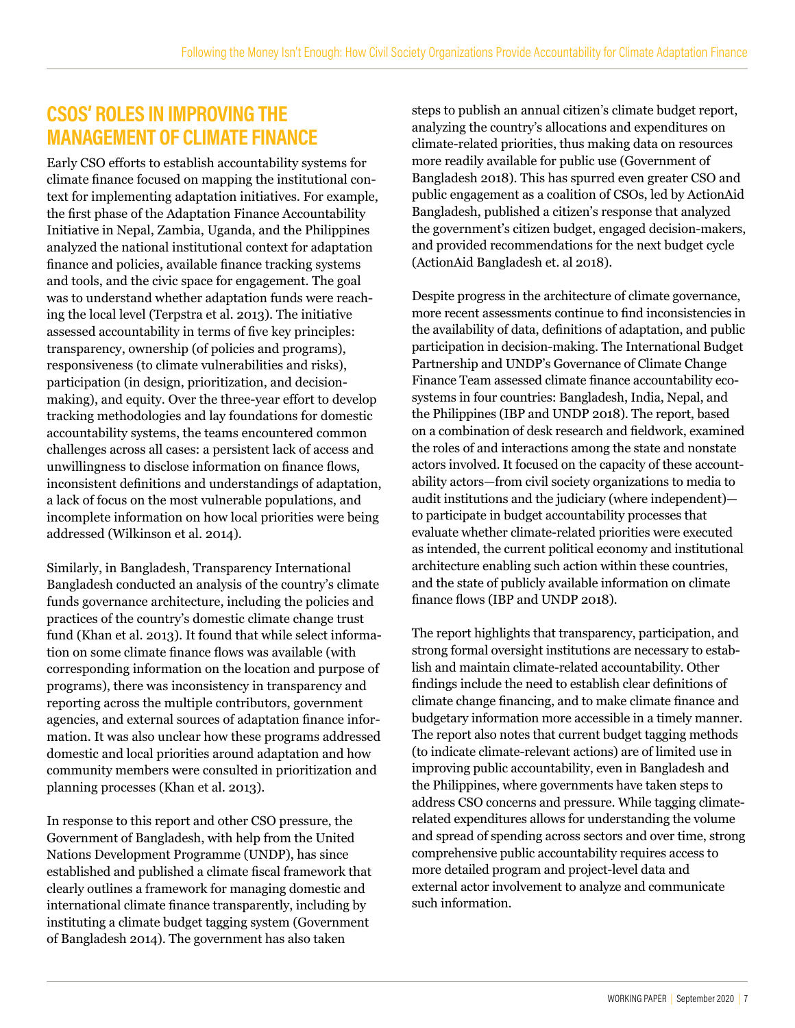## CSOS' ROLES IN IMPROVING THE MANAGEMENT OF CLIMATE FINANCE

Early CSO efforts to establish accountability systems for climate finance focused on mapping the institutional context for implementing adaptation initiatives. For example, the first phase of the Adaptation Finance Accountability Initiative in Nepal, Zambia, Uganda, and the Philippines analyzed the national institutional context for adaptation finance and policies, available finance tracking systems and tools, and the civic space for engagement. The goal was to understand whether adaptation funds were reaching the local level (Terpstra et al. 2013). The initiative assessed accountability in terms of five key principles: transparency, ownership (of policies and programs), responsiveness (to climate vulnerabilities and risks), participation (in design, prioritization, and decision-making), and equity. Over the three-year effort to develop tracking methodologies and lay foundations for domestic accountability systems, the teams encountered common challenges across all cases: a persistent lack of access and unwillingness to disclose information on finance flows, inconsistent definitions and understandings of adaptation, a lack of focus on the most vulnerable populations, and incomplete information on how local priorities were being addressed (Wilkinson et al. 2014).

Similarly, in Bangladesh, Transparency International Bangladesh conducted an analysis of the country's climate funds governance architecture, including the policies and practices of the country's domestic climate change trust fund (Khan et al. 2013). It found that while select information on some climate finance flows was available (with corresponding information on the location and purpose of programs), there was inconsistency in transparency and reporting across the multiple contributors, government agencies, and external sources of adaptation finance information. It was also unclear how these programs addressed domestic and local priorities around adaptation and how community members were consulted in prioritization and planning processes (Khan et al. 2013).

In response to this report and other CSO pressure, the Government of Bangladesh, with help from the United Nations Development Programme (UNDP), has since established and published a climate fiscal framework that clearly outlines a framework for managing domestic and international climate finance transparently, including by instituting a climate budget tagging system (Government of Bangladesh 2014). The government has also taken steps to publish an annual citizen's climate budget report, analyzing the country's allocations and expenditures on climate-related priorities, thus making data on resources more readily available for public use (Government of Bangladesh 2018). This has spurred even greater CSO and public engagement as a coalition of CSOs, led by ActionAid Bangladesh, published a citizen's response that analyzed the government's citizen budget, engaged decision-makers, and provided recommendations for the next budget cycle (ActionAid Bangladesh et. al 2018).

Despite progress in the architecture of climate governance, more recent assessments continue to find inconsistencies in the availability of data, definitions of adaptation, and public participation in decision-making. The International Budget Partnership and UNDP's Governance of Climate Change Finance Team assessed climate finance accountability ecosystems in four countries: Bangladesh, India, Nepal, and the Philippines (IBP and UNDP 2018). The report, based on a combination of desk research and fieldwork, examined the roles of and interactions among the state and nonstate actors involved. It focused on the capacity of these accountability actors—from civil society organizations to media to audit institutions and the judiciary (where independent)—to participate in budget accountability processes that evaluate whether climate-related priorities were executed as intended, the current political economy and institutional architecture enabling such action within these countries, and the state of publicly available information on climate finance flows (IBP and UNDP 2018).

The report highlights that transparency, participation, and strong formal oversight institutions are necessary to establish and maintain climate-related accountability. Other findings include the need to establish clear definitions of climate change financing, and to make climate finance and budgetary information more accessible in a timely manner. The report also notes that current budget tagging methods (to indicate climate-relevant actions) are of limited use in improving public accountability, even in Bangladesh and the Philippines, where governments have taken steps to address CSO concerns and pressure. While tagging climate-related expenditures allows for understanding the volume and spread of spending across sectors and over time, strong comprehensive public accountability requires access to more detailed program and project-level data and external actor involvement to analyze and communicate such information.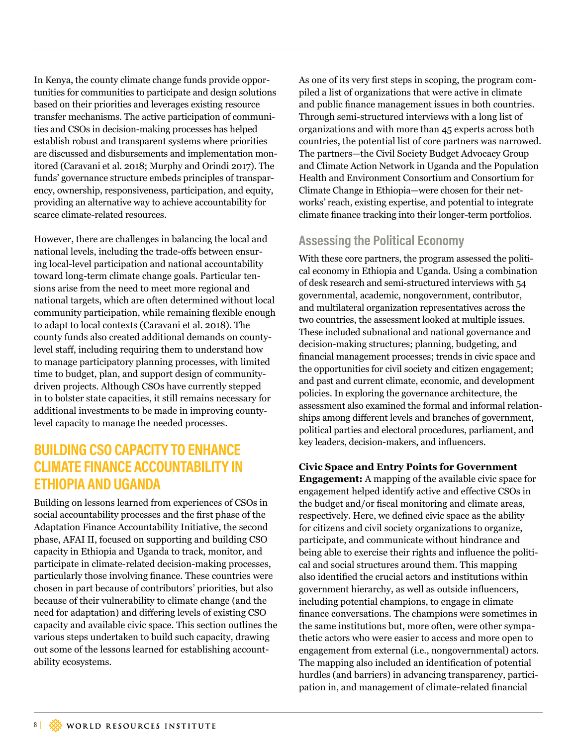In Kenya, the county climate change funds provide opportunities for communities to participate and design solutions based on their priorities and leverages existing resource transfer mechanisms. The active participation of communities and CSOs in decision-making processes has helped establish robust and transparent systems where priorities are discussed and disbursements and implementation monitored (Caravani et al. 2018; Murphy and Orindi 2017). The funds' governance structure embeds principles of transparency, ownership, responsiveness, participation, and equity, providing an alternative way to achieve accountability for scarce climate-related resources.

However, there are challenges in balancing the local and national levels, including the trade-offs between ensuring local-level participation and national accountability toward long-term climate change goals. Particular tensions arise from the need to meet more regional and national targets, which are often determined without local community participation, while remaining flexible enough to adapt to local contexts (Caravani et al. 2018). The county funds also created additional demands on county-level staff, including requiring them to understand how to manage participatory planning processes, with limited time to budget, plan, and support design of community-driven projects. Although CSOs have currently stepped in to bolster state capacities, it still remains necessary for additional investments to be made in improving county-level capacity to manage the needed processes.

## BUILDING CSO CAPACITY TO ENHANCE CLIMATE FINANCE ACCOUNTABILITY IN ETHIOPIA AND UGANDA

Building on lessons learned from experiences of CSOs in social accountability processes and the first phase of the Adaptation Finance Accountability Initiative, the second phase, AFAI II, focused on supporting and building CSO capacity in Ethiopia and Uganda to track, monitor, and participate in climate-related decision-making processes, particularly those involving finance. These countries were chosen in part because of contributors' priorities, but also because of their vulnerability to climate change (and the need for adaptation) and differing levels of existing CSO capacity and available civic space. This section outlines the various steps undertaken to build such capacity, drawing out some of the lessons learned for establishing accountability ecosystems.

As one of its very first steps in scoping, the program compiled a list of organizations that were active in climate and public finance management issues in both countries. Through semi-structured interviews with a long list of organizations and with more than 45 experts across both countries, the potential list of core partners was narrowed. The partners—the Civil Society Budget Advocacy Group and Climate Action Network in Uganda and the Population Health and Environment Consortium and Consortium for Climate Change in Ethiopia—were chosen for their networks' reach, existing expertise, and potential to integrate climate finance tracking into their longer-term portfolios.

### Assessing the Political Economy

With these core partners, the program assessed the political economy in Ethiopia and Uganda. Using a combination of desk research and semi-structured interviews with 54 governmental, academic, nongovernment, contributor, and multilateral organization representatives across the two countries, the assessment looked at multiple issues. These included subnational and national governance and decision-making structures; planning, budgeting, and financial management processes; trends in civic space and the opportunities for civil society and citizen engagement; and past and current climate, economic, and development policies. In exploring the governance architecture, the assessment also examined the formal and informal relationships among different levels and branches of government, political parties and electoral procedures, parliament, and key leaders, decision-makers, and influencers.

**Civic Space and Entry Points for Government Engagement:** A mapping of the available civic space for engagement helped identify active and effective CSOs in the budget and/or fiscal monitoring and climate areas, respectively. Here, we defined civic space as the ability for citizens and civil society organizations to organize, participate, and communicate without hindrance and being able to exercise their rights and influence the political and social structures around them. This mapping also identified the crucial actors and institutions within government hierarchy, as well as outside influencers, including potential champions, to engage in climate finance conversations. The champions were sometimes in the same institutions but, more often, were other sympathetic actors who were easier to access and more open to engagement from external (i.e., nongovernmental) actors. The mapping also included an identification of potential hurdles (and barriers) in advancing transparency, participation in, and management of climate-related financial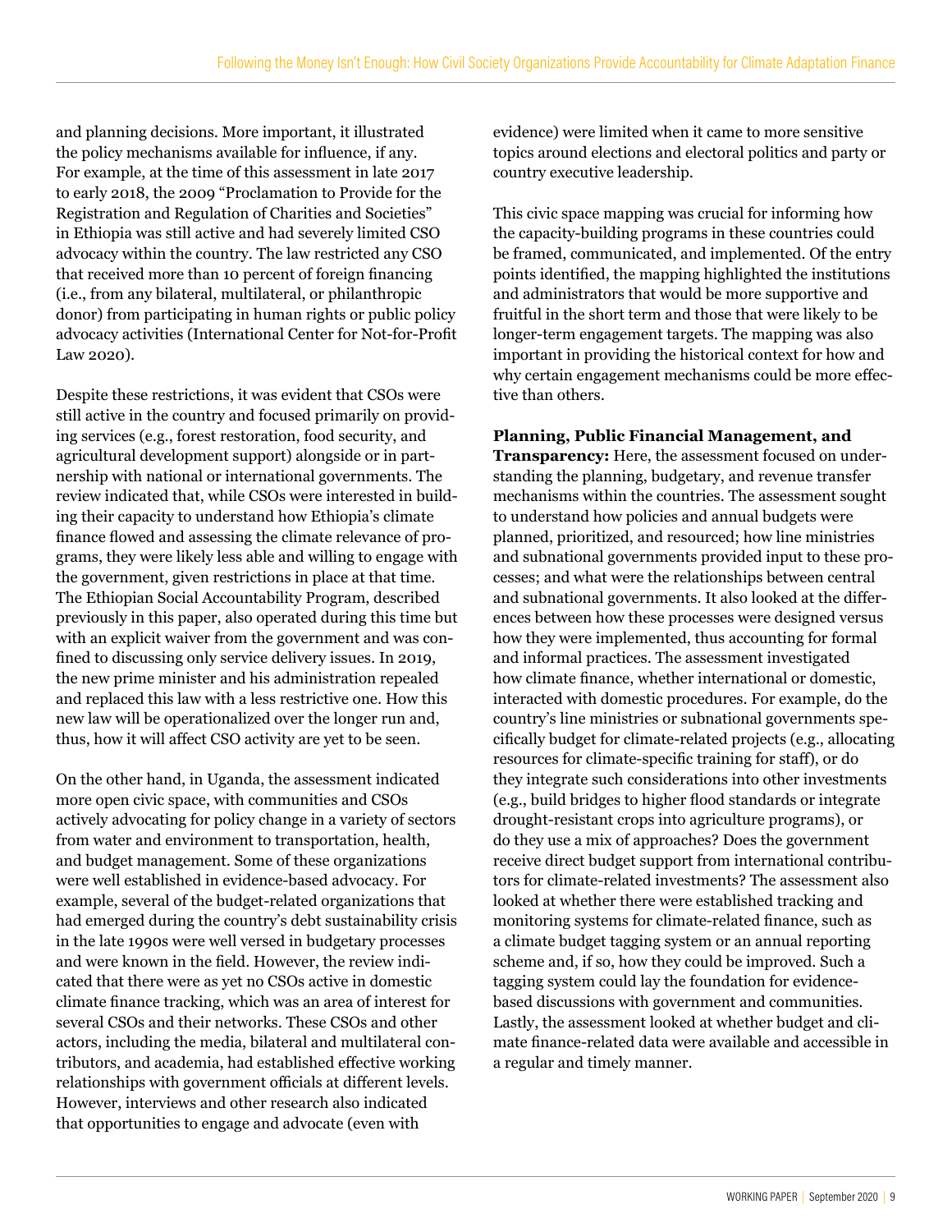and planning decisions. More important, it illustrated the policy mechanisms available for influence, if any. For example, at the time of this assessment in late 2017 to early 2018, the 2009 "Proclamation to Provide for the Registration and Regulation of Charities and Societies" in Ethiopia was still active and had severely limited CSO advocacy within the country. The law restricted any CSO that received more than 10 percent of foreign financing (i.e., from any bilateral, multilateral, or philanthropic donor) from participating in human rights or public policy advocacy activities (International Center for Not-for-Profit Law 2020).

Despite these restrictions, it was evident that CSOs were still active in the country and focused primarily on providing services (e.g., forest restoration, food security, and agricultural development support) alongside or in partnership with national or international governments. The review indicated that, while CSOs were interested in building their capacity to understand how Ethiopia's climate finance flowed and assessing the climate relevance of programs, they were likely less able and willing to engage with the government, given restrictions in place at that time. The Ethiopian Social Accountability Program, described previously in this paper, also operated during this time but with an explicit waiver from the government and was confined to discussing only service delivery issues. In 2019, the new prime minister and his administration repealed and replaced this law with a less restrictive one. How this new law will be operationalized over the longer run and, thus, how it will affect CSO activity are yet to be seen.

On the other hand, in Uganda, the assessment indicated more open civic space, with communities and CSOs actively advocating for policy change in a variety of sectors from water and environment to transportation, health, and budget management. Some of these organizations were well established in evidence-based advocacy. For example, several of the budget-related organizations that had emerged during the country's debt sustainability crisis in the late 1990s were well versed in budgetary processes and were known in the field. However, the review indicated that there were as yet no CSOs active in domestic climate finance tracking, which was an area of interest for several CSOs and their networks. These CSOs and other actors, including the media, bilateral and multilateral contributors, and academia, had established effective working relationships with government officials at different levels. However, interviews and other research also indicated that opportunities to engage and advocate (even with evidence) were limited when it came to more sensitive topics around elections and electoral politics and party or country executive leadership.

This civic space mapping was crucial for informing how the capacity-building programs in these countries could be framed, communicated, and implemented. Of the entry points identified, the mapping highlighted the institutions and administrators that would be more supportive and fruitful in the short term and those that were likely to be longer-term engagement targets. The mapping was also important in providing the historical context for how and why certain engagement mechanisms could be more effective than others.

**Planning, Public Financial Management, and Transparency:** Here, the assessment focused on understanding the planning, budgetary, and revenue transfer mechanisms within the countries. The assessment sought to understand how policies and annual budgets were planned, prioritized, and resourced; how line ministries and subnational governments provided input to these processes; and what were the relationships between central and subnational governments. It also looked at the differences between how these processes were designed versus how they were implemented, thus accounting for formal and informal practices. The assessment investigated how climate finance, whether international or domestic, interacted with domestic procedures. For example, do the country's line ministries or subnational governments specifically budget for climate-related projects (e.g., allocating resources for climate-specific training for staff), or do they integrate such considerations into other investments (e.g., build bridges to higher flood standards or integrate drought-resistant crops into agriculture programs), or do they use a mix of approaches? Does the government receive direct budget support from international contributors for climate-related investments? The assessment also looked at whether there were established tracking and monitoring systems for climate-related finance, such as a climate budget tagging system or an annual reporting scheme and, if so, how they could be improved. Such a tagging system could lay the foundation for evidence-based discussions with government and communities. Lastly, the assessment looked at whether budget and climate finance-related data were available and accessible in a regular and timely manner.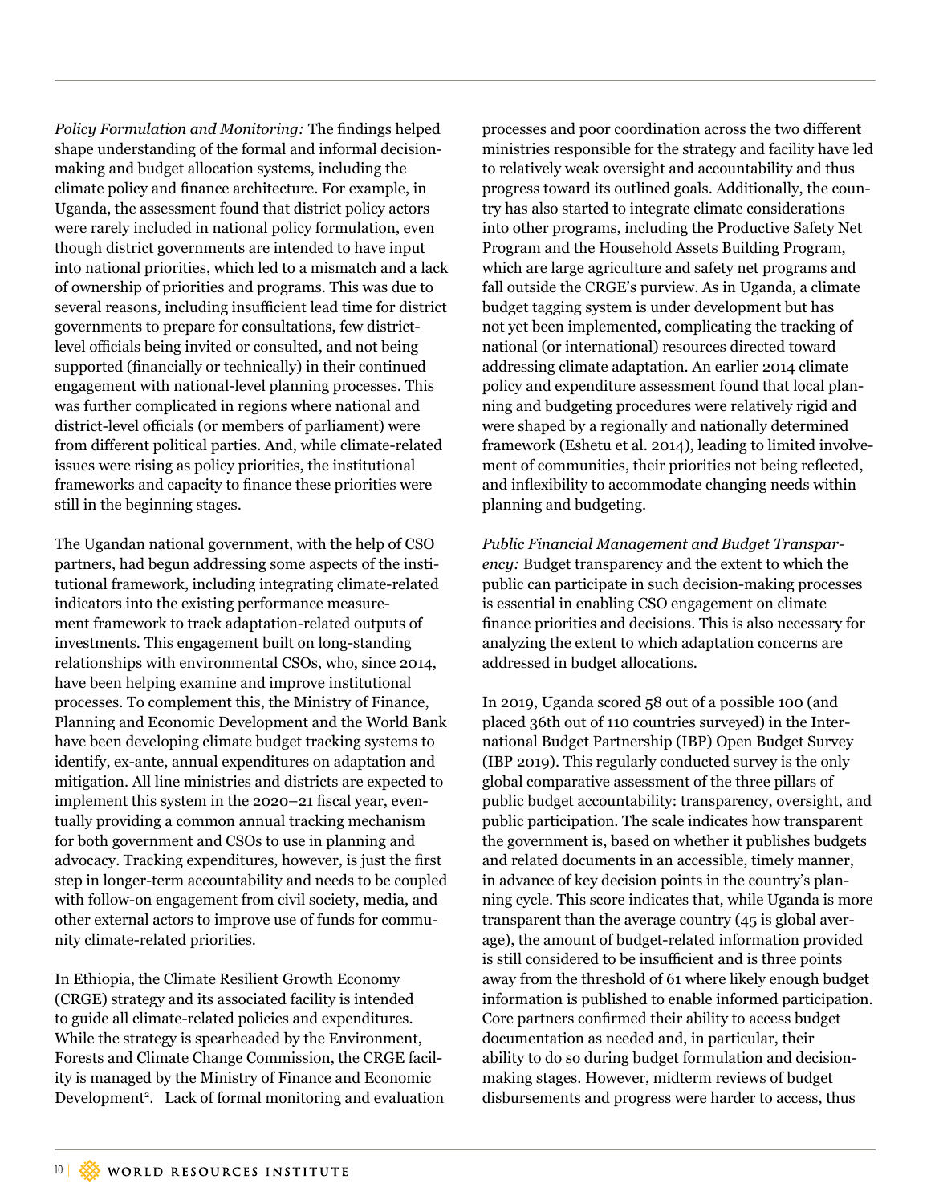*Policy Formulation and Monitoring:* The findings helped shape understanding of the formal and informal decision-making and budget allocation systems, including the climate policy and finance architecture. For example, in Uganda, the assessment found that district policy actors were rarely included in national policy formulation, even though district governments are intended to have input into national priorities, which led to a mismatch and a lack of ownership of priorities and programs. This was due to several reasons, including insufficient lead time for district governments to prepare for consultations, few district-level officials being invited or consulted, and not being supported (financially or technically) in their continued engagement with national-level planning processes. This was further complicated in regions where national and district-level officials (or members of parliament) were from different political parties. And, while climate-related issues were rising as policy priorities, the institutional frameworks and capacity to finance these priorities were still in the beginning stages.

The Ugandan national government, with the help of CSO partners, had begun addressing some aspects of the institutional framework, including integrating climate-related indicators into the existing performance measurement framework to track adaptation-related outputs of investments. This engagement built on long-standing relationships with environmental CSOs, who, since 2014, have been helping examine and improve institutional processes. To complement this, the Ministry of Finance, Planning and Economic Development and the World Bank have been developing climate budget tracking systems to identify, ex-ante, annual expenditures on adaptation and mitigation. All line ministries and districts are expected to implement this system in the 2020–21 fiscal year, eventually providing a common annual tracking mechanism for both government and CSOs to use in planning and advocacy. Tracking expenditures, however, is just the first step in longer-term accountability and needs to be coupled with follow-on engagement from civil society, media, and other external actors to improve use of funds for community climate-related priorities.

In Ethiopia, the Climate Resilient Growth Economy (CRGE) strategy and its associated facility is intended to guide all climate-related policies and expenditures. While the strategy is spearheaded by the Environment, Forests and Climate Change Commission, the CRGE facility is managed by the Ministry of Finance and Economic Development[2]. Lack of formal monitoring and evaluation processes and poor coordination across the two different ministries responsible for the strategy and facility have led to relatively weak oversight and accountability and thus progress toward its outlined goals. Additionally, the country has also started to integrate climate considerations into other programs, including the Productive Safety Net Program and the Household Assets Building Program, which are large agriculture and safety net programs and fall outside the CRGE's purview. As in Uganda, a climate budget tagging system is under development but has not yet been implemented, complicating the tracking of national (or international) resources directed toward addressing climate adaptation. An earlier 2014 climate policy and expenditure assessment found that local planning and budgeting procedures were relatively rigid and were shaped by a regionally and nationally determined framework (Eshetu et al. 2014), leading to limited involvement of communities, their priorities not being reflected, and inflexibility to accommodate changing needs within planning and budgeting.

*Public Financial Management and Budget Transparency:* Budget transparency and the extent to which the public can participate in such decision-making processes is essential in enabling CSO engagement on climate finance priorities and decisions. This is also necessary for analyzing the extent to which adaptation concerns are addressed in budget allocations.

In 2019, Uganda scored 58 out of a possible 100 (and placed 36th out of 110 countries surveyed) in the International Budget Partnership (IBP) Open Budget Survey (IBP 2019). This regularly conducted survey is the only global comparative assessment of the three pillars of public budget accountability: transparency, oversight, and public participation. The scale indicates how transparent the government is, based on whether it publishes budgets and related documents in an accessible, timely manner, in advance of key decision points in the country's planning cycle. This score indicates that, while Uganda is more transparent than the average country (45 is global average), the amount of budget-related information provided is still considered to be insufficient and is three points away from the threshold of 61 where likely enough budget information is published to enable informed participation. Core partners confirmed their ability to access budget documentation as needed and, in particular, their ability to do so during budget formulation and decision-making stages. However, midterm reviews of budget disbursements and progress were harder to access, thus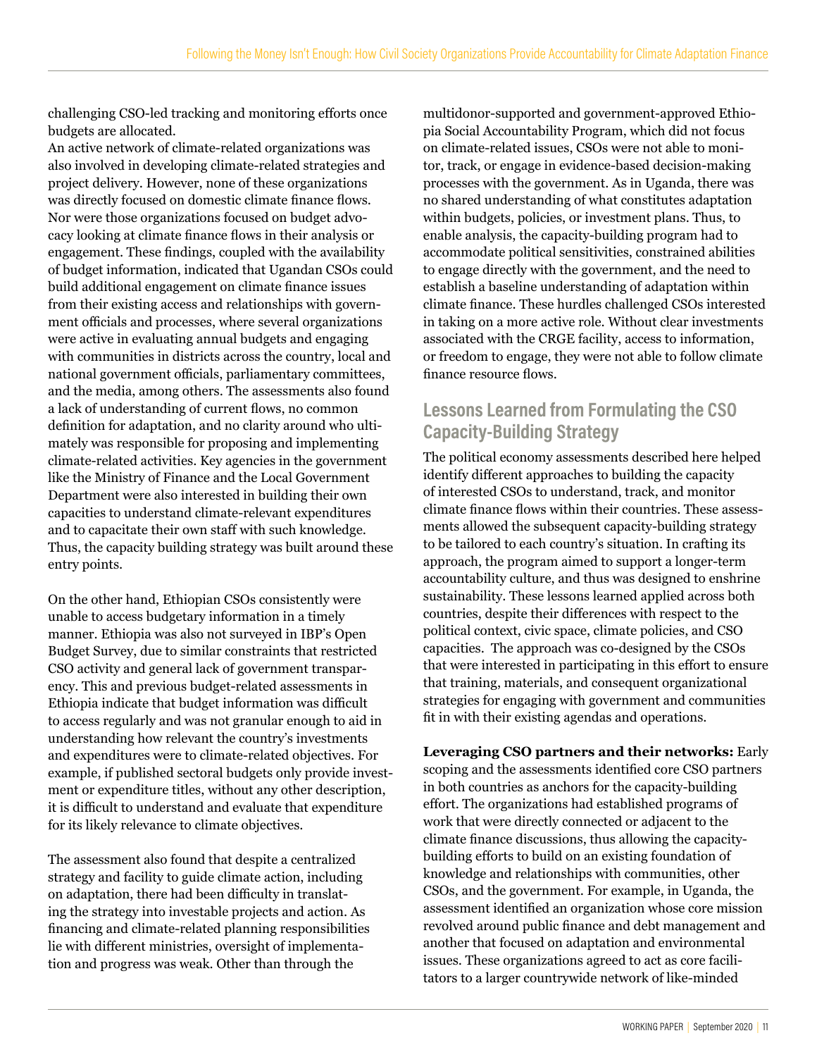challenging CSO-led tracking and monitoring efforts once budgets are allocated.

An active network of climate-related organizations was also involved in developing climate-related strategies and project delivery. However, none of these organizations was directly focused on domestic climate finance flows. Nor were those organizations focused on budget advocacy looking at climate finance flows in their analysis or engagement. These findings, coupled with the availability of budget information, indicated that Ugandan CSOs could build additional engagement on climate finance issues from their existing access and relationships with government officials and processes, where several organizations were active in evaluating annual budgets and engaging with communities in districts across the country, local and national government officials, parliamentary committees, and the media, among others. The assessments also found a lack of understanding of current flows, no common definition for adaptation, and no clarity around who ultimately was responsible for proposing and implementing climate-related activities. Key agencies in the government like the Ministry of Finance and the Local Government Department were also interested in building their own capacities to understand climate-relevant expenditures and to capacitate their own staff with such knowledge. Thus, the capacity building strategy was built around these entry points.

On the other hand, Ethiopian CSOs consistently were unable to access budgetary information in a timely manner. Ethiopia was also not surveyed in IBP's Open Budget Survey, due to similar constraints that restricted CSO activity and general lack of government transparency. This and previous budget-related assessments in Ethiopia indicate that budget information was difficult to access regularly and was not granular enough to aid in understanding how relevant the country's investments and expenditures were to climate-related objectives. For example, if published sectoral budgets only provide investment or expenditure titles, without any other description, it is difficult to understand and evaluate that expenditure for its likely relevance to climate objectives.

The assessment also found that despite a centralized strategy and facility to guide climate action, including on adaptation, there had been difficulty in translating the strategy into investable projects and action. As financing and climate-related planning responsibilities lie with different ministries, oversight of implementation and progress was weak. Other than through the multidonor-supported and government-approved Ethiopia Social Accountability Program, which did not focus on climate-related issues, CSOs were not able to monitor, track, or engage in evidence-based decision-making processes with the government. As in Uganda, there was no shared understanding of what constitutes adaptation within budgets, policies, or investment plans. Thus, to enable analysis, the capacity-building program had to accommodate political sensitivities, constrained abilities to engage directly with the government, and the need to establish a baseline understanding of adaptation within climate finance. These hurdles challenged CSOs interested in taking on a more active role. Without clear investments associated with the CRGE facility, access to information, or freedom to engage, they were not able to follow climate finance resource flows.

## Lessons Learned from Formulating the CSO Capacity-Building Strategy

The political economy assessments described here helped identify different approaches to building the capacity of interested CSOs to understand, track, and monitor climate finance flows within their countries. These assessments allowed the subsequent capacity-building strategy to be tailored to each country's situation. In crafting its approach, the program aimed to support a longer-term accountability culture, and thus was designed to enshrine sustainability. These lessons learned applied across both countries, despite their differences with respect to the political context, civic space, climate policies, and CSO capacities. The approach was co-designed by the CSOs that were interested in participating in this effort to ensure that training, materials, and consequent organizational strategies for engaging with government and communities fit in with their existing agendas and operations.

**Leveraging CSO partners and their networks:** Early scoping and the assessments identified core CSO partners in both countries as anchors for the capacity-building effort. The organizations had established programs of work that were directly connected or adjacent to the climate finance discussions, thus allowing the capacity-building efforts to build on an existing foundation of knowledge and relationships with communities, other CSOs, and the government. For example, in Uganda, the assessment identified an organization whose core mission revolved around public finance and debt management and another that focused on adaptation and environmental issues. These organizations agreed to act as core facilitators to a larger countrywide network of like-minded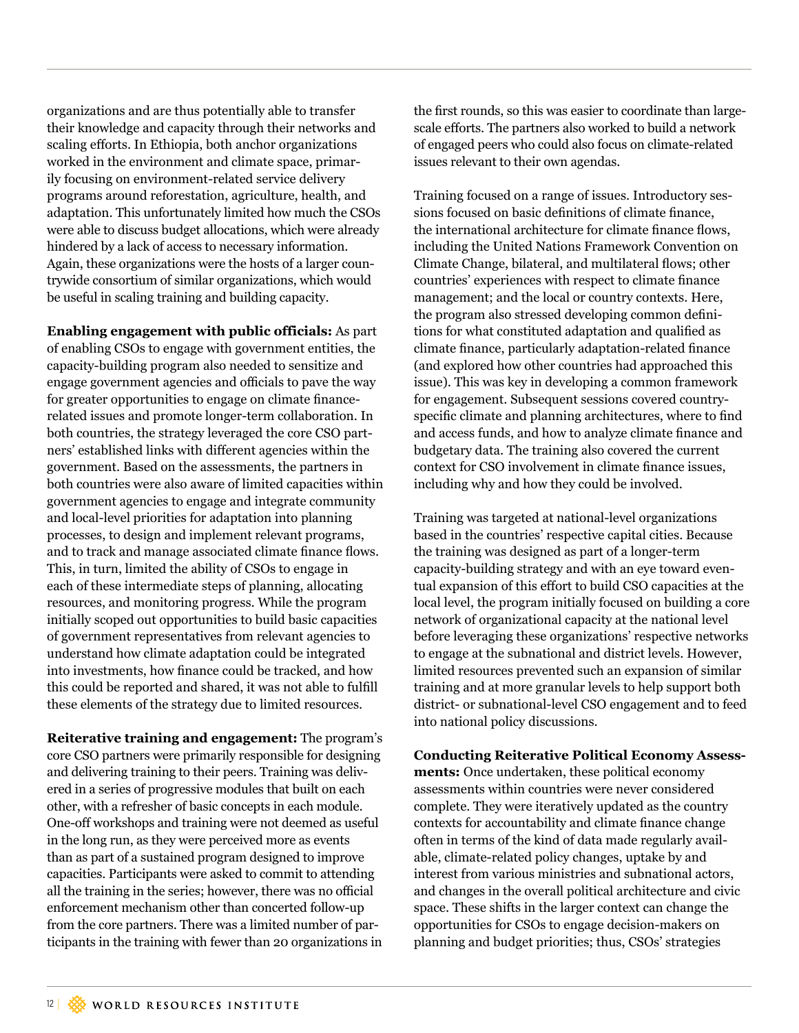organizations and are thus potentially able to transfer their knowledge and capacity through their networks and scaling efforts. In Ethiopia, both anchor organizations worked in the environment and climate space, primarily focusing on environment-related service delivery programs around reforestation, agriculture, health, and adaptation. This unfortunately limited how much the CSOs were able to discuss budget allocations, which were already hindered by a lack of access to necessary information. Again, these organizations were the hosts of a larger countrywide consortium of similar organizations, which would be useful in scaling training and building capacity.

**Enabling engagement with public officials:** As part of enabling CSOs to engage with government entities, the capacity-building program also needed to sensitize and engage government agencies and officials to pave the way for greater opportunities to engage on climate finance-related issues and promote longer-term collaboration. In both countries, the strategy leveraged the core CSO partners' established links with different agencies within the government. Based on the assessments, the partners in both countries were also aware of limited capacities within government agencies to engage and integrate community and local-level priorities for adaptation into planning processes, to design and implement relevant programs, and to track and manage associated climate finance flows. This, in turn, limited the ability of CSOs to engage in each of these intermediate steps of planning, allocating resources, and monitoring progress. While the program initially scoped out opportunities to build basic capacities of government representatives from relevant agencies to understand how climate adaptation could be integrated into investments, how finance could be tracked, and how this could be reported and shared, it was not able to fulfill these elements of the strategy due to limited resources.

**Reiterative training and engagement:** The program's core CSO partners were primarily responsible for designing and delivering training to their peers. Training was delivered in a series of progressive modules that built on each other, with a refresher of basic concepts in each module. One-off workshops and training were not deemed as useful in the long run, as they were perceived more as events than as part of a sustained program designed to improve capacities. Participants were asked to commit to attending all the training in the series; however, there was no official enforcement mechanism other than concerted follow-up from the core partners. There was a limited number of participants in the training with fewer than 20 organizations in the first rounds, so this was easier to coordinate than large-scale efforts. The partners also worked to build a network of engaged peers who could also focus on climate-related issues relevant to their own agendas.

Training focused on a range of issues. Introductory sessions focused on basic definitions of climate finance, the international architecture for climate finance flows, including the United Nations Framework Convention on Climate Change, bilateral, and multilateral flows; other countries' experiences with respect to climate finance management; and the local or country contexts. Here, the program also stressed developing common definitions for what constituted adaptation and qualified as climate finance, particularly adaptation-related finance (and explored how other countries had approached this issue). This was key in developing a common framework for engagement. Subsequent sessions covered country-specific climate and planning architectures, where to find and access funds, and how to analyze climate finance and budgetary data. The training also covered the current context for CSO involvement in climate finance issues, including why and how they could be involved.

Training was targeted at national-level organizations based in the countries' respective capital cities. Because the training was designed as part of a longer-term capacity-building strategy and with an eye toward eventual expansion of this effort to build CSO capacities at the local level, the program initially focused on building a core network of organizational capacity at the national level before leveraging these organizations' respective networks to engage at the subnational and district levels. However, limited resources prevented such an expansion of similar training and at more granular levels to help support both district- or subnational-level CSO engagement and to feed into national policy discussions.

**Conducting Reiterative Political Economy Assessments:** Once undertaken, these political economy assessments within countries were never considered complete. They were iteratively updated as the country contexts for accountability and climate finance change often in terms of the kind of data made regularly available, climate-related policy changes, uptake by and interest from various ministries and subnational actors, and changes in the overall political architecture and civic space. These shifts in the larger context can change the opportunities for CSOs to engage decision-makers on planning and budget priorities; thus, CSOs' strategies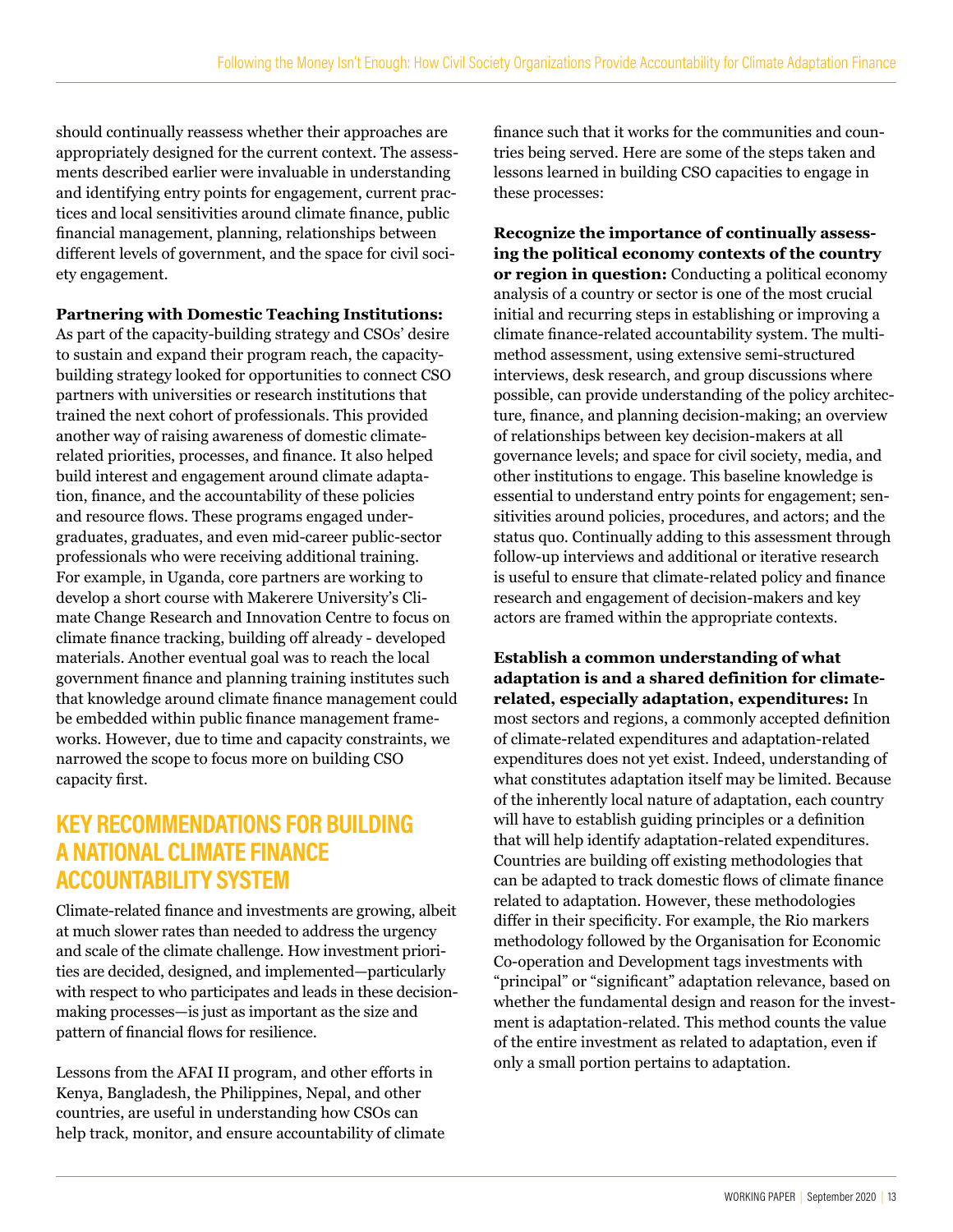should continually reassess whether their approaches are appropriately designed for the current context. The assessments described earlier were invaluable in understanding and identifying entry points for engagement, current practices and local sensitivities around climate finance, public financial management, planning, relationships between different levels of government, and the space for civil society engagement.

**Partnering with Domestic Teaching Institutions:** As part of the capacity-building strategy and CSOs' desire to sustain and expand their program reach, the capacity-building strategy looked for opportunities to connect CSO partners with universities or research institutions that trained the next cohort of professionals. This provided another way of raising awareness of domestic climate-related priorities, processes, and finance. It also helped build interest and engagement around climate adaptation, finance, and the accountability of these policies and resource flows. These programs engaged undergraduates, graduates, and even mid-career public-sector professionals who were receiving additional training. For example, in Uganda, core partners are working to develop a short course with Makerere University's Climate Change Research and Innovation Centre to focus on climate finance tracking, building off already - developed materials. Another eventual goal was to reach the local government finance and planning training institutes such that knowledge around climate finance management could be embedded within public finance management frameworks. However, due to time and capacity constraints, we narrowed the scope to focus more on building CSO capacity first.

## KEY RECOMMENDATIONS FOR BUILDING A NATIONAL CLIMATE FINANCE ACCOUNTABILITY SYSTEM

Climate-related finance and investments are growing, albeit at much slower rates than needed to address the urgency and scale of the climate challenge. How investment priorities are decided, designed, and implemented—particularly with respect to who participates and leads in these decision-making processes—is just as important as the size and pattern of financial flows for resilience.

Lessons from the AFAI II program, and other efforts in Kenya, Bangladesh, the Philippines, Nepal, and other countries, are useful in understanding how CSOs can help track, monitor, and ensure accountability of climate finance such that it works for the communities and countries being served. Here are some of the steps taken and lessons learned in building CSO capacities to engage in these processes:

**Recognize the importance of continually assessing the political economy contexts of the country or region in question:** Conducting a political economy analysis of a country or sector is one of the most crucial initial and recurring steps in establishing or improving a climate finance-related accountability system. The multi-method assessment, using extensive semi-structured interviews, desk research, and group discussions where possible, can provide understanding of the policy architecture, finance, and planning decision-making; an overview of relationships between key decision-makers at all governance levels; and space for civil society, media, and other institutions to engage. This baseline knowledge is essential to understand entry points for engagement; sensitivities around policies, procedures, and actors; and the status quo. Continually adding to this assessment through follow-up interviews and additional or iterative research is useful to ensure that climate-related policy and finance research and engagement of decision-makers and key actors are framed within the appropriate contexts.

**Establish a common understanding of what adaptation is and a shared definition for climate-related, especially adaptation, expenditures:** In most sectors and regions, a commonly accepted definition of climate-related expenditures and adaptation-related expenditures does not yet exist. Indeed, understanding of what constitutes adaptation itself may be limited. Because of the inherently local nature of adaptation, each country will have to establish guiding principles or a definition that will help identify adaptation-related expenditures. Countries are building off existing methodologies that can be adapted to track domestic flows of climate finance related to adaptation. However, these methodologies differ in their specificity. For example, the Rio markers methodology followed by the Organisation for Economic Co-operation and Development tags investments with "principal" or "significant" adaptation relevance, based on whether the fundamental design and reason for the investment is adaptation-related. This method counts the value of the entire investment as related to adaptation, even if only a small portion pertains to adaptation.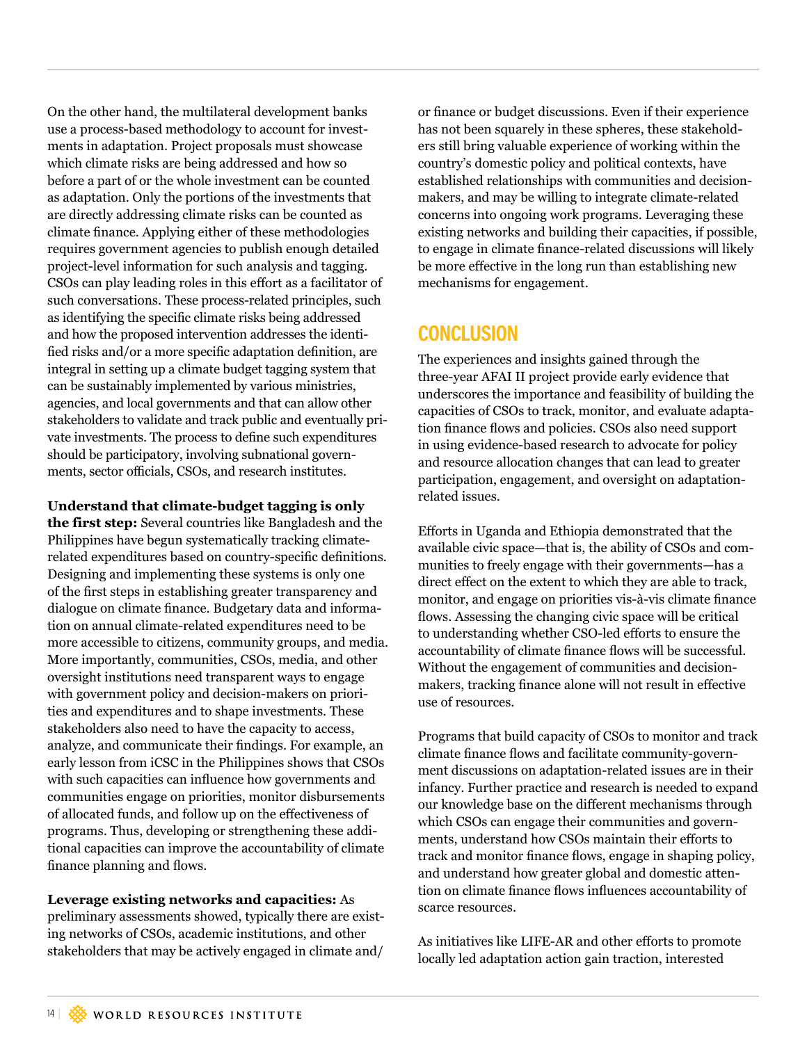On the other hand, the multilateral development banks use a process-based methodology to account for investments in adaptation. Project proposals must showcase which climate risks are being addressed and how so before a part of or the whole investment can be counted as adaptation. Only the portions of the investments that are directly addressing climate risks can be counted as climate finance. Applying either of these methodologies requires government agencies to publish enough detailed project-level information for such analysis and tagging. CSOs can play leading roles in this effort as a facilitator of such conversations. These process-related principles, such as identifying the specific climate risks being addressed and how the proposed intervention addresses the identified risks and/or a more specific adaptation definition, are integral in setting up a climate budget tagging system that can be sustainably implemented by various ministries, agencies, and local governments and that can allow other stakeholders to validate and track public and eventually private investments. The process to define such expenditures should be participatory, involving subnational governments, sector officials, CSOs, and research institutes.

**Understand that climate-budget tagging is only the first step:** Several countries like Bangladesh and the Philippines have begun systematically tracking climate-related expenditures based on country-specific definitions. Designing and implementing these systems is only one of the first steps in establishing greater transparency and dialogue on climate finance. Budgetary data and information on annual climate-related expenditures need to be more accessible to citizens, community groups, and media. More importantly, communities, CSOs, media, and other oversight institutions need transparent ways to engage with government policy and decision-makers on priorities and expenditures and to shape investments. These stakeholders also need to have the capacity to access, analyze, and communicate their findings. For example, an early lesson from iCSC in the Philippines shows that CSOs with such capacities can influence how governments and communities engage on priorities, monitor disbursements of allocated funds, and follow up on the effectiveness of programs. Thus, developing or strengthening these additional capacities can improve the accountability of climate finance planning and flows.

**Leverage existing networks and capacities:** As preliminary assessments showed, typically there are existing networks of CSOs, academic institutions, and other stakeholders that may be actively engaged in climate and/or finance or budget discussions. Even if their experience has not been squarely in these spheres, these stakeholders still bring valuable experience of working within the country's domestic policy and political contexts, have established relationships with communities and decision-makers, and may be willing to integrate climate-related concerns into ongoing work programs. Leveraging these existing networks and building their capacities, if possible, to engage in climate finance-related discussions will likely be more effective in the long run than establishing new mechanisms for engagement.

## CONCLUSION

The experiences and insights gained through the three-year AFAI II project provide early evidence that underscores the importance and feasibility of building the capacities of CSOs to track, monitor, and evaluate adaptation finance flows and policies. CSOs also need support in using evidence-based research to advocate for policy and resource allocation changes that can lead to greater participation, engagement, and oversight on adaptation-related issues.

Efforts in Uganda and Ethiopia demonstrated that the available civic space—that is, the ability of CSOs and communities to freely engage with their governments—has a direct effect on the extent to which they are able to track, monitor, and engage on priorities vis-à-vis climate finance flows. Assessing the changing civic space will be critical to understanding whether CSO-led efforts to ensure the accountability of climate finance flows will be successful. Without the engagement of communities and decision-makers, tracking finance alone will not result in effective use of resources.

Programs that build capacity of CSOs to monitor and track climate finance flows and facilitate community-government discussions on adaptation-related issues are in their infancy. Further practice and research is needed to expand our knowledge base on the different mechanisms through which CSOs can engage their communities and governments, understand how CSOs maintain their efforts to track and monitor finance flows, engage in shaping policy, and understand how greater global and domestic attention on climate finance flows influences accountability of scarce resources.

As initiatives like LIFE-AR and other efforts to promote locally led adaptation action gain traction, interested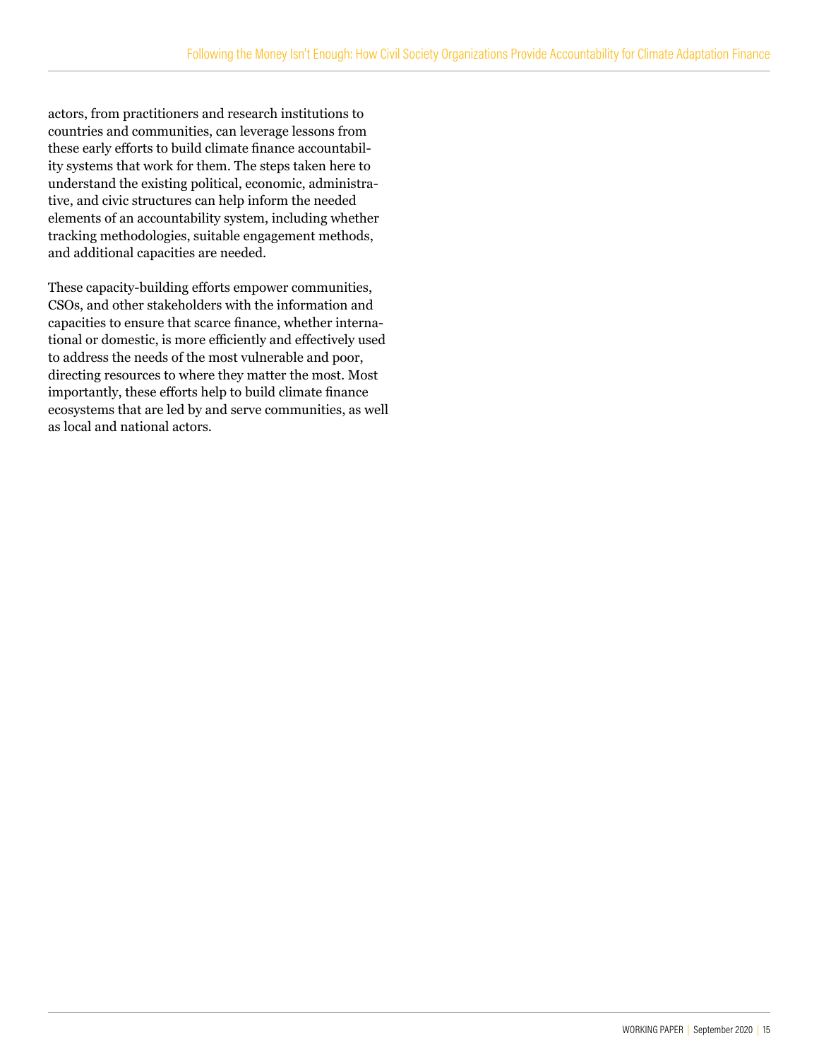actors, from practitioners and research institutions to countries and communities, can leverage lessons from these early efforts to build climate finance accountability systems that work for them. The steps taken here to understand the existing political, economic, administrative, and civic structures can help inform the needed elements of an accountability system, including whether tracking methodologies, suitable engagement methods, and additional capacities are needed.

These capacity-building efforts empower communities, CSOs, and other stakeholders with the information and capacities to ensure that scarce finance, whether international or domestic, is more efficiently and effectively used to address the needs of the most vulnerable and poor, directing resources to where they matter the most. Most importantly, these efforts help to build climate finance ecosystems that are led by and serve communities, as well as local and national actors.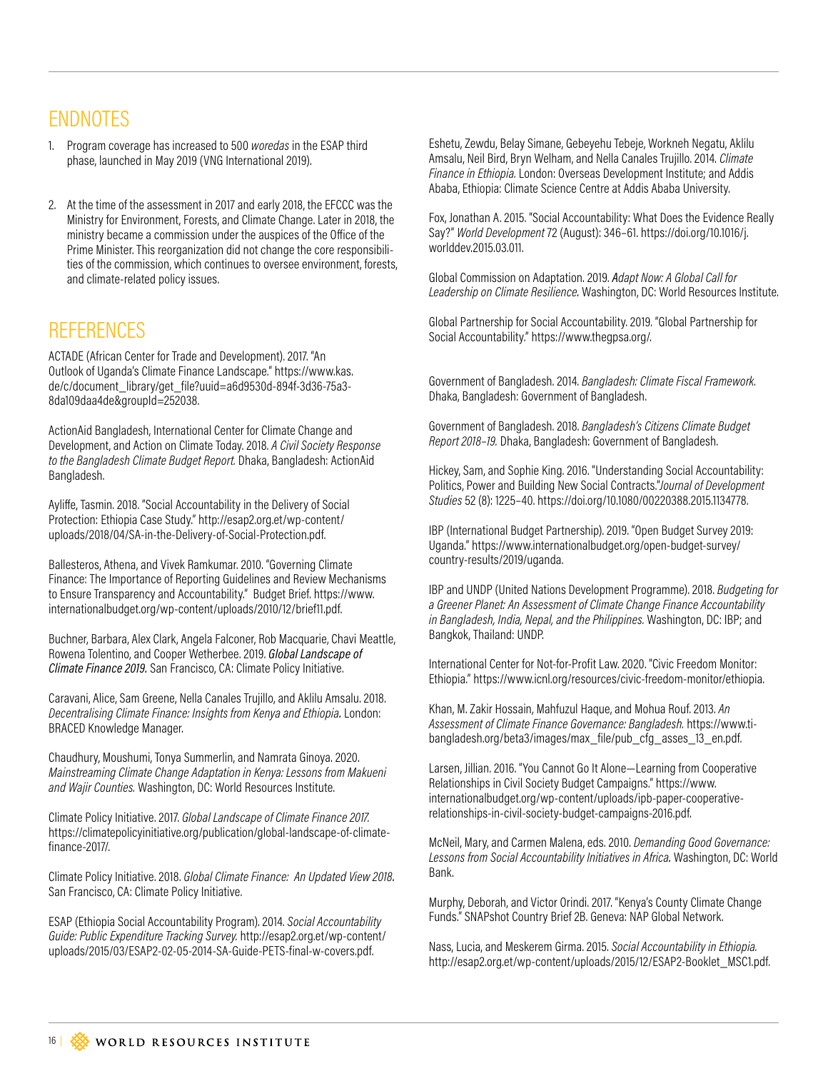## ENDNOTES

1. Program coverage has increased to 500 *woredas* in the ESAP third phase, launched in May 2019 (VNG International 2019).

2. At the time of the assessment in 2017 and early 2018, the EFCCC was the Ministry for Environment, Forests, and Climate Change. Later in 2018, the ministry became a commission under the auspices of the Office of the Prime Minister. This reorganization did not change the core responsibilities of the commission, which continues to oversee environment, forests, and climate-related policy issues.

## REFERENCES

ACTADE (African Center for Trade and Development). 2017. "An Outlook of Uganda's Climate Finance Landscape." https://www.kas.de/c/document_library/get_file?uuid=a6d9530d-894f-3d36-75a3-8da109daa4de&groupId=252038.

ActionAid Bangladesh, International Center for Climate Change and Development, and Action on Climate Today. 2018. *A Civil Society Response to the Bangladesh Climate Budget Report.* Dhaka, Bangladesh: ActionAid Bangladesh.

Ayliffe, Tasmin. 2018. "Social Accountability in the Delivery of Social Protection: Ethiopia Case Study." http://esap2.org.et/wp-content/uploads/2018/04/SA-in-the-Delivery-of-Social-Protection.pdf.

Ballesteros, Athena, and Vivek Ramkumar. 2010. "Governing Climate Finance: The Importance of Reporting Guidelines and Review Mechanisms to Ensure Transparency and Accountability." Budget Brief. https://www.internationalbudget.org/wp-content/uploads/2010/12/brief11.pdf.

Buchner, Barbara, Alex Clark, Angela Falconer, Rob Macquarie, Chavi Meattle, Rowena Tolentino, and Cooper Wetherbee. 2019. *Global Landscape of Climate Finance 2019.* San Francisco, CA: Climate Policy Initiative.

Caravani, Alice, Sam Greene, Nella Canales Trujillo, and Aklilu Amsalu. 2018. *Decentralising Climate Finance: Insights from Kenya and Ethiopia.* London: BRACED Knowledge Manager.

Chaudhury, Moushumi, Tonya Summerlin, and Namrata Ginoya. 2020. *Mainstreaming Climate Change Adaptation in Kenya: Lessons from Makueni and Wajir Counties.* Washington, DC: World Resources Institute.

Climate Policy Initiative. 2017. *Global Landscape of Climate Finance 2017.* https://climatepolicyinitiative.org/publication/global-landscape-of-climate-finance-2017/.

Climate Policy Initiative. 2018. *Global Climate Finance: An Updated View 2018.* San Francisco, CA: Climate Policy Initiative.

ESAP (Ethiopia Social Accountability Program). 2014. *Social Accountability Guide: Public Expenditure Tracking Survey.* http://esap2.org.et/wp-content/uploads/2015/03/ESAP2-02-05-2014-SA-Guide-PETS-final-w-covers.pdf.

Eshetu, Zewdu, Belay Simane, Gebeyehu Tebeje, Workneh Negatu, Aklilu Amsalu, Neil Bird, Bryn Welham, and Nella Canales Trujillo. 2014. *Climate Finance in Ethiopia.* London: Overseas Development Institute; and Addis Ababa, Ethiopia: Climate Science Centre at Addis Ababa University.

Fox, Jonathan A. 2015. "Social Accountability: What Does the Evidence Really Say?" *World Development* 72 (August): 346–61. https://doi.org/10.1016/j.worlddev.2015.03.011.

Global Commission on Adaptation. 2019. *Adapt Now: A Global Call for Leadership on Climate Resilience.* Washington, DC: World Resources Institute.

Global Partnership for Social Accountability. 2019. "Global Partnership for Social Accountability." https://www.thegpsa.org/.

Government of Bangladesh. 2014. *Bangladesh: Climate Fiscal Framework.* Dhaka, Bangladesh: Government of Bangladesh.

Government of Bangladesh. 2018. *Bangladesh's Citizens Climate Budget Report 2018–19.* Dhaka, Bangladesh: Government of Bangladesh.

Hickey, Sam, and Sophie King. 2016. "Understanding Social Accountability: Politics, Power and Building New Social Contracts."*Journal of Development Studies* 52 (8): 1225–40. https://doi.org/10.1080/00220388.2015.1134778.

IBP (International Budget Partnership). 2019. "Open Budget Survey 2019: Uganda." https://www.internationalbudget.org/open-budget-survey/country-results/2019/uganda.

IBP and UNDP (United Nations Development Programme). 2018. *Budgeting for a Greener Planet: An Assessment of Climate Change Finance Accountability in Bangladesh, India, Nepal, and the Philippines.* Washington, DC: IBP; and Bangkok, Thailand: UNDP.

International Center for Not-for-Profit Law. 2020. "Civic Freedom Monitor: Ethiopia." https://www.icnl.org/resources/civic-freedom-monitor/ethiopia.

Khan, M. Zakir Hossain, Mahfuzul Haque, and Mohua Rouf. 2013. *An Assessment of Climate Finance Governance: Bangladesh.* https://www.ti-bangladesh.org/beta3/images/max_file/pub_cfg_asses_13_en.pdf.

Larsen, Jillian. 2016. "You Cannot Go It Alone—Learning from Cooperative Relationships in Civil Society Budget Campaigns." https://www.internationalbudget.org/wp-content/uploads/ipb-paper-cooperative-relationships-in-civil-society-budget-campaigns-2016.pdf.

McNeil, Mary, and Carmen Malena, eds. 2010. *Demanding Good Governance: Lessons from Social Accountability Initiatives in Africa.* Washington, DC: World Bank.

Murphy, Deborah, and Victor Orindi. 2017. "Kenya's County Climate Change Funds." SNAPshot Country Brief 2B. Geneva: NAP Global Network.

Nass, Lucia, and Meskerem Girma. 2015. *Social Accountability in Ethiopia.* http://esap2.org.et/wp-content/uploads/2015/12/ESAP2-Booklet_MSC1.pdf.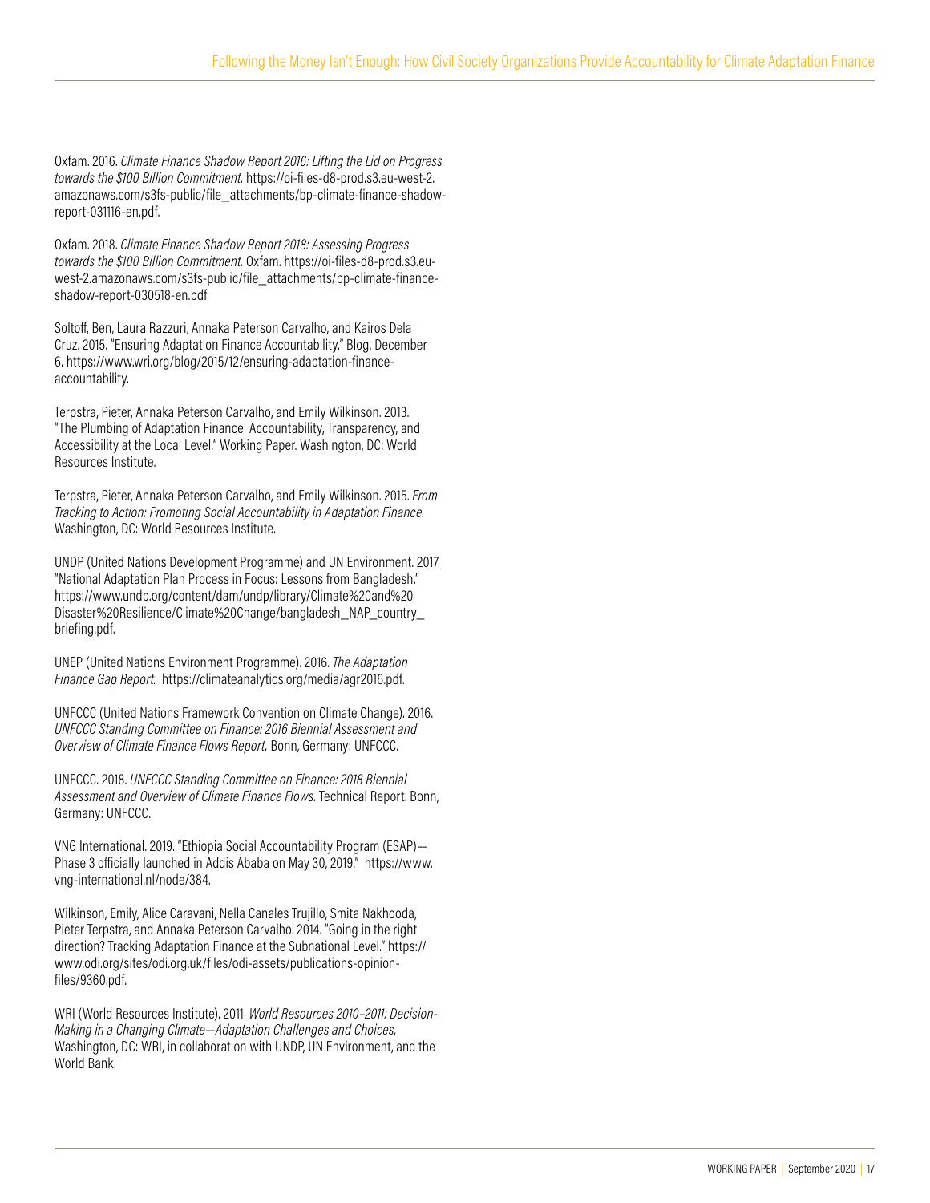Oxfam. 2016. *Climate Finance Shadow Report 2016: Lifting the Lid on Progress towards the $100 Billion Commitment.* https://oi-files-d8-prod.s3.eu-west-2.amazonaws.com/s3fs-public/file_attachments/bp-climate-finance-shadow-report-031116-en.pdf.

Oxfam. 2018. *Climate Finance Shadow Report 2018: Assessing Progress towards the $100 Billion Commitment.* Oxfam. https://oi-files-d8-prod.s3.eu-west-2.amazonaws.com/s3fs-public/file_attachments/bp-climate-finance-shadow-report-030518-en.pdf.

Soltoff, Ben, Laura Razzuri, Annaka Peterson Carvalho, and Kairos Dela Cruz. 2015. "Ensuring Adaptation Finance Accountability." Blog. December 6. https://www.wri.org/blog/2015/12/ensuring-adaptation-finance-accountability.

Terpstra, Pieter, Annaka Peterson Carvalho, and Emily Wilkinson. 2013. "The Plumbing of Adaptation Finance: Accountability, Transparency, and Accessibility at the Local Level." Working Paper. Washington, DC: World Resources Institute.

Terpstra, Pieter, Annaka Peterson Carvalho, and Emily Wilkinson. 2015. *From Tracking to Action: Promoting Social Accountability in Adaptation Finance.* Washington, DC: World Resources Institute.

UNDP (United Nations Development Programme) and UN Environment. 2017. "National Adaptation Plan Process in Focus: Lessons from Bangladesh." https://www.undp.org/content/dam/undp/library/Climate%20and%20Disaster%20Resilience/Climate%20Change/bangladesh_NAP_country_briefing.pdf.

UNEP (United Nations Environment Programme). 2016. *The Adaptation Finance Gap Report.* https://climateanalytics.org/media/agr2016.pdf.

UNFCCC (United Nations Framework Convention on Climate Change). 2016. *UNFCCC Standing Committee on Finance: 2016 Biennial Assessment and Overview of Climate Finance Flows Report.* Bonn, Germany: UNFCCC.

UNFCCC. 2018. *UNFCCC Standing Committee on Finance: 2018 Biennial Assessment and Overview of Climate Finance Flows.* Technical Report. Bonn, Germany: UNFCCC.

VNG International. 2019. "Ethiopia Social Accountability Program (ESAP)—Phase 3 officially launched in Addis Ababa on May 30, 2019." https://www.vng-international.nl/node/384.

Wilkinson, Emily, Alice Caravani, Nella Canales Trujillo, Smita Nakhooda, Pieter Terpstra, and Annaka Peterson Carvalho. 2014. "Going in the right direction? Tracking Adaptation Finance at the Subnational Level." https://www.odi.org/sites/odi.org.uk/files/odi-assets/publications-opinion-files/9360.pdf.

WRI (World Resources Institute). 2011. *World Resources 2010–2011: Decision-Making in a Changing Climate—Adaptation Challenges and Choices.* Washington, DC: WRI, in collaboration with UNDP, UN Environment, and the World Bank.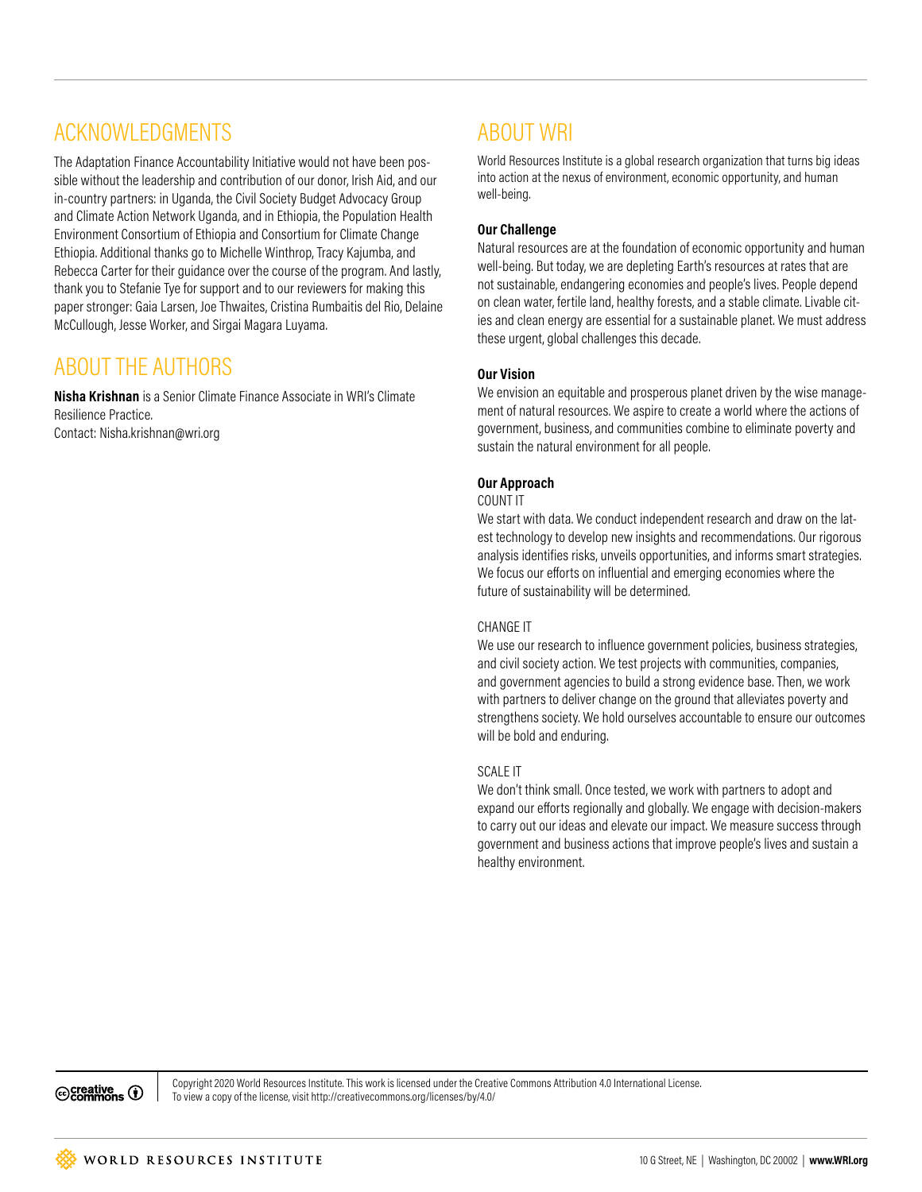## ACKNOWLEDGMENTS

The Adaptation Finance Accountability Initiative would not have been possible without the leadership and contribution of our donor, Irish Aid, and our in-country partners: in Uganda, the Civil Society Budget Advocacy Group and Climate Action Network Uganda, and in Ethiopia, the Population Health Environment Consortium of Ethiopia and Consortium for Climate Change Ethiopia. Additional thanks go to Michelle Winthrop, Tracy Kajumba, and Rebecca Carter for their guidance over the course of the program. And lastly, thank you to Stefanie Tye for support and to our reviewers for making this paper stronger: Gaia Larsen, Joe Thwaites, Cristina Rumbaitis del Rio, Delaine McCullough, Jesse Worker, and Sirgai Magara Luyama.

## ABOUT THE AUTHORS

**Nisha Krishnan** is a Senior Climate Finance Associate in WRI's Climate Resilience Practice.
Contact: Nisha.krishnan@wri.org

## ABOUT WRI

World Resources Institute is a global research organization that turns big ideas into action at the nexus of environment, economic opportunity, and human well-being.

**Our Challenge**

Natural resources are at the foundation of economic opportunity and human well-being. But today, we are depleting Earth's resources at rates that are not sustainable, endangering economies and people's lives. People depend on clean water, fertile land, healthy forests, and a stable climate. Livable cities and clean energy are essential for a sustainable planet. We must address these urgent, global challenges this decade.

**Our Vision**

We envision an equitable and prosperous planet driven by the wise management of natural resources. We aspire to create a world where the actions of government, business, and communities combine to eliminate poverty and sustain the natural environment for all people.

**Our Approach**

COUNT IT

We start with data. We conduct independent research and draw on the latest technology to develop new insights and recommendations. Our rigorous analysis identifies risks, unveils opportunities, and informs smart strategies. We focus our efforts on influential and emerging economies where the future of sustainability will be determined.

CHANGE IT

We use our research to influence government policies, business strategies, and civil society action. We test projects with communities, companies, and government agencies to build a strong evidence base. Then, we work with partners to deliver change on the ground that alleviates poverty and strengthens society. We hold ourselves accountable to ensure our outcomes will be bold and enduring.

SCALE IT

We don't think small. Once tested, we work with partners to adopt and expand our efforts regionally and globally. We engage with decision-makers to carry out our ideas and elevate our impact. We measure success through government and business actions that improve people's lives and sustain a healthy environment.

Copyright 2020 World Resources Institute. This work is licensed under the Creative Commons Attribution 4.0 International License.
To view a copy of the license, visit http://creativecommons.org/licenses/by/4.0/

WORLD RESOURCES INSTITUTE

10 G Street, NE | Washington, DC 20002 | **www.WRI.org**